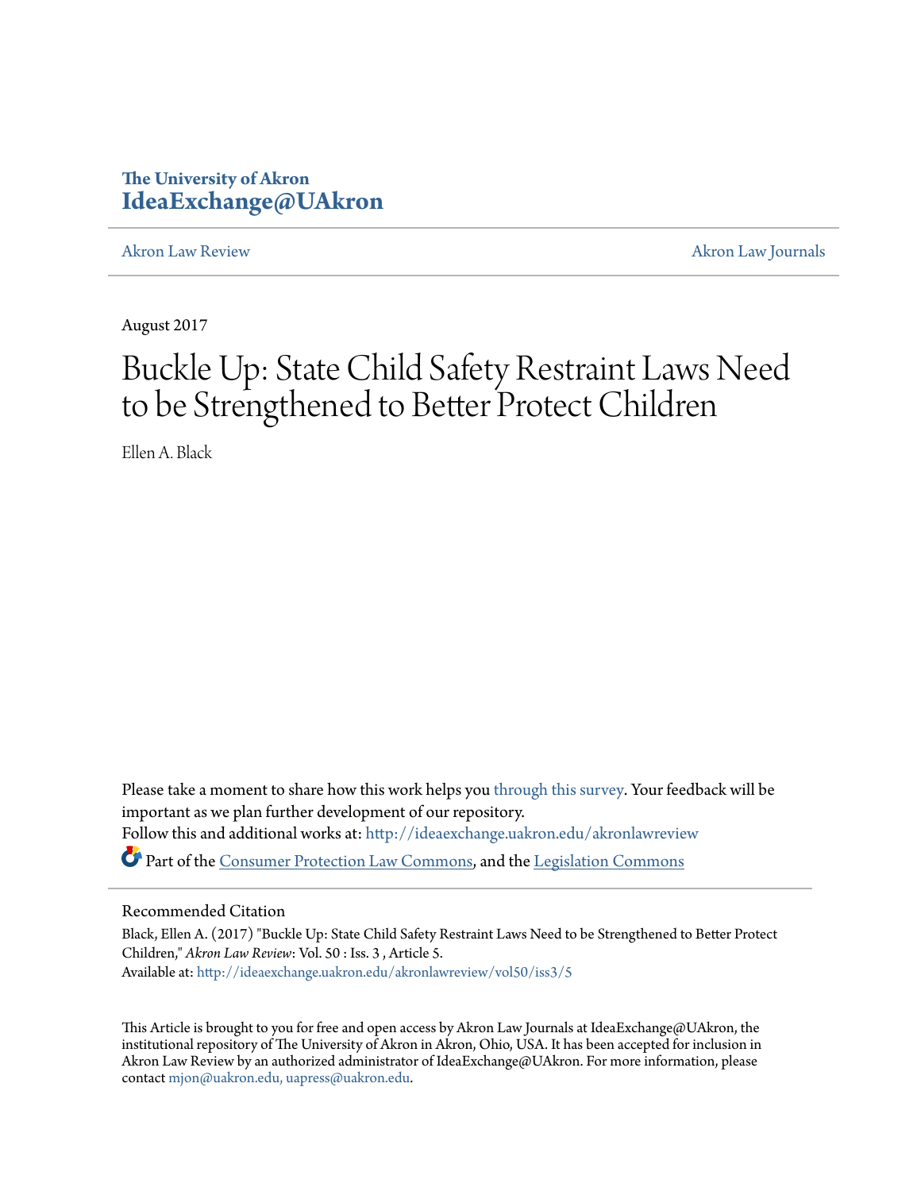The University of Akron
**IdeaExchange@UAkron**

Akron Law Review | Akron Law Journals

August 2017

# Buckle Up: State Child Safety Restraint Laws Need to be Strengthened to Better Protect Children

Ellen A. Black

Please take a moment to share how this work helps you through this survey. Your feedback will be important as we plan further development of our repository.
Follow this and additional works at: http://ideaexchange.uakron.edu/akronlawreview
Part of the Consumer Protection Law Commons, and the Legislation Commons

## Recommended Citation

Black, Ellen A. (2017) "Buckle Up: State Child Safety Restraint Laws Need to be Strengthened to Better Protect Children," *Akron Law Review*: Vol. 50 : Iss. 3 , Article 5.
Available at: http://ideaexchange.uakron.edu/akronlawreview/vol50/iss3/5

This Article is brought to you for free and open access by Akron Law Journals at IdeaExchange@UAkron, the institutional repository of The University of Akron in Akron, Ohio, USA. It has been accepted for inclusion in Akron Law Review by an authorized administrator of IdeaExchange@UAkron. For more information, please contact mjon@uakron.edu, uapress@uakron.edu.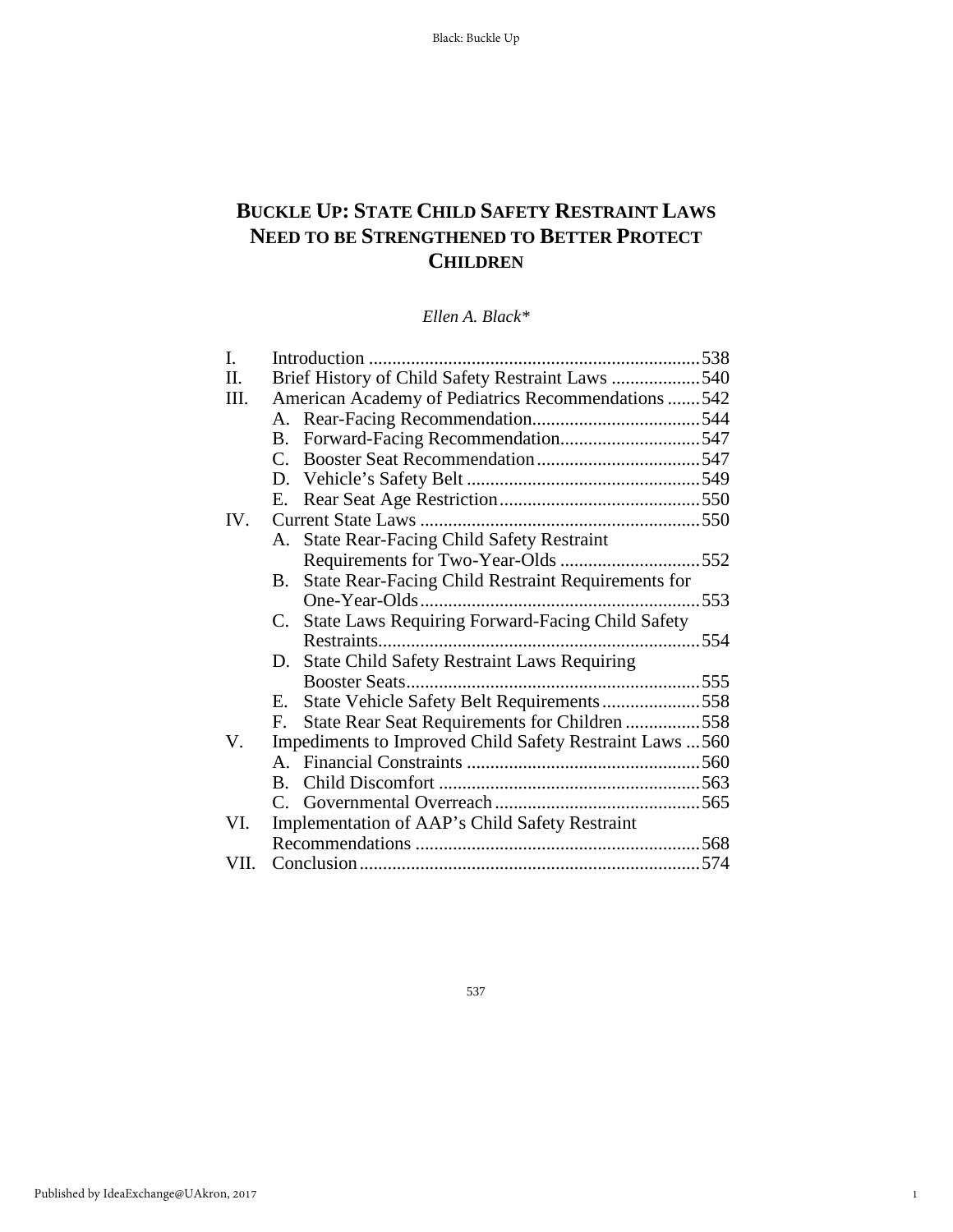# BUCKLE UP: STATE CHILD SAFETY RESTRAINT LAWS NEED TO BE STRENGTHENED TO BETTER PROTECT CHILDREN

*Ellen A. Black\**

| | | |
|---|---|---|
| I. | Introduction | 538 |
| II. | Brief History of Child Safety Restraint Laws | 540 |
| III. | American Academy of Pediatrics Recommendations | 542 |
| | A. Rear-Facing Recommendation | 544 |
| | B. Forward-Facing Recommendation | 547 |
| | C. Booster Seat Recommendation | 547 |
| | D. Vehicle's Safety Belt | 549 |
| | E. Rear Seat Age Restriction | 550 |
| IV. | Current State Laws | 550 |
| | A. State Rear-Facing Child Safety Restraint Requirements for Two-Year-Olds | 552 |
| | B. State Rear-Facing Child Restraint Requirements for One-Year-Olds | 553 |
| | C. State Laws Requiring Forward-Facing Child Safety Restraints | 554 |
| | D. State Child Safety Restraint Laws Requiring Booster Seats | 555 |
| | E. State Vehicle Safety Belt Requirements | 558 |
| | F. State Rear Seat Requirements for Children | 558 |
| V. | Impediments to Improved Child Safety Restraint Laws | 560 |
| | A. Financial Constraints | 560 |
| | B. Child Discomfort | 563 |
| | C. Governmental Overreach | 565 |
| VI. | Implementation of AAP's Child Safety Restraint Recommendations | 568 |
| VII. | Conclusion | 574 |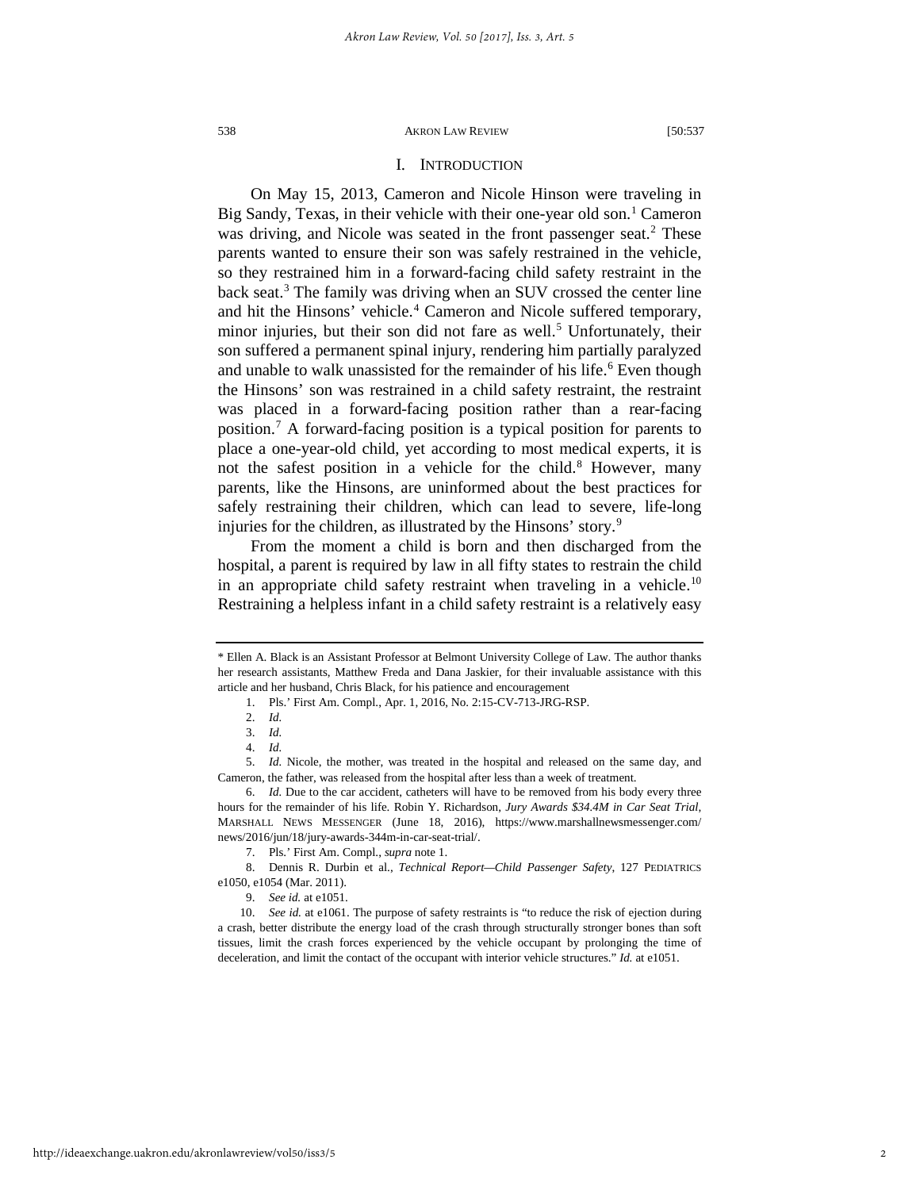# I. INTRODUCTION

On May 15, 2013, Cameron and Nicole Hinson were traveling in Big Sandy, Texas, in their vehicle with their one-year old son.[1] Cameron was driving, and Nicole was seated in the front passenger seat.[2] These parents wanted to ensure their son was safely restrained in the vehicle, so they restrained him in a forward-facing child safety restraint in the back seat.[3] The family was driving when an SUV crossed the center line and hit the Hinsons' vehicle.[4] Cameron and Nicole suffered temporary, minor injuries, but their son did not fare as well.[5] Unfortunately, their son suffered a permanent spinal injury, rendering him partially paralyzed and unable to walk unassisted for the remainder of his life.[6] Even though the Hinsons' son was restrained in a child safety restraint, the restraint was placed in a forward-facing position rather than a rear-facing position.[7] A forward-facing position is a typical position for parents to place a one-year-old child, yet according to most medical experts, it is not the safest position in a vehicle for the child.[8] However, many parents, like the Hinsons, are uninformed about the best practices for safely restraining their children, which can lead to severe, life-long injuries for the children, as illustrated by the Hinsons' story.[9]

From the moment a child is born and then discharged from the hospital, a parent is required by law in all fifty states to restrain the child in an appropriate child safety restraint when traveling in a vehicle.[10] Restraining a helpless infant in a child safety restraint is a relatively easy

---

\* Ellen A. Black is an Assistant Professor at Belmont University College of Law. The author thanks her research assistants, Matthew Freda and Dana Jaskier, for their invaluable assistance with this article and her husband, Chris Black, for his patience and encouragement

1. Pls.' First Am. Compl., Apr. 1, 2016, No. 2:15-CV-713-JRG-RSP.

2. *Id.*

3. *Id.*

4. *Id.*

5. *Id.* Nicole, the mother, was treated in the hospital and released on the same day, and Cameron, the father, was released from the hospital after less than a week of treatment.

6. *Id.* Due to the car accident, catheters will have to be removed from his body every three hours for the remainder of his life. Robin Y. Richardson, *Jury Awards $34.4M in Car Seat Trial*, MARSHALL NEWS MESSENGER (June 18, 2016), https://www.marshallnewsmessenger.com/news/2016/jun/18/jury-awards-344m-in-car-seat-trial/.

7. Pls.' First Am. Compl., *supra* note 1.

8. Dennis R. Durbin et al., *Technical Report—Child Passenger Safety*, 127 PEDIATRICS e1050, e1054 (Mar. 2011).

9. *See id.* at e1051.

10. *See id.* at e1061. The purpose of safety restraints is "to reduce the risk of ejection during a crash, better distribute the energy load of the crash through structurally stronger bones than soft tissues, limit the crash forces experienced by the vehicle occupant by prolonging the time of deceleration, and limit the contact of the occupant with interior vehicle structures." *Id.* at e1051.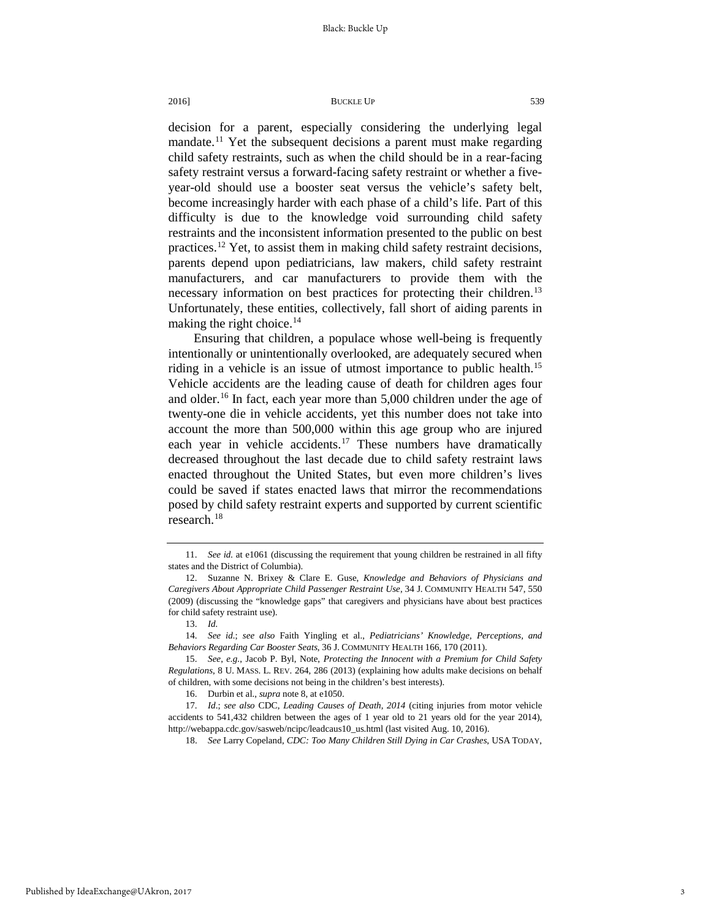decision for a parent, especially considering the underlying legal mandate.[11] Yet the subsequent decisions a parent must make regarding child safety restraints, such as when the child should be in a rear-facing safety restraint versus a forward-facing safety restraint or whether a five-year-old should use a booster seat versus the vehicle's safety belt, become increasingly harder with each phase of a child's life. Part of this difficulty is due to the knowledge void surrounding child safety restraints and the inconsistent information presented to the public on best practices.[12] Yet, to assist them in making child safety restraint decisions, parents depend upon pediatricians, law makers, child safety restraint manufacturers, and car manufacturers to provide them with the necessary information on best practices for protecting their children.[13] Unfortunately, these entities, collectively, fall short of aiding parents in making the right choice.[14]

Ensuring that children, a populace whose well-being is frequently intentionally or unintentionally overlooked, are adequately secured when riding in a vehicle is an issue of utmost importance to public health.[15] Vehicle accidents are the leading cause of death for children ages four and older.[16] In fact, each year more than 5,000 children under the age of twenty-one die in vehicle accidents, yet this number does not take into account the more than 500,000 within this age group who are injured each year in vehicle accidents.[17] These numbers have dramatically decreased throughout the last decade due to child safety restraint laws enacted throughout the United States, but even more children's lives could be saved if states enacted laws that mirror the recommendations posed by child safety restraint experts and supported by current scientific research.[18]

---

11. *See id.* at e1061 (discussing the requirement that young children be restrained in all fifty states and the District of Columbia).

12. Suzanne N. Brixey & Clare E. Guse, *Knowledge and Behaviors of Physicians and Caregivers About Appropriate Child Passenger Restraint Use*, 34 J. COMMUNITY HEALTH 547, 550 (2009) (discussing the "knowledge gaps" that caregivers and physicians have about best practices for child safety restraint use).

13. *Id.*

14. *See id.*; *see also* Faith Yingling et al., *Pediatricians' Knowledge, Perceptions, and Behaviors Regarding Car Booster Seats*, 36 J. COMMUNITY HEALTH 166, 170 (2011).

15. *See, e.g.*, Jacob P. Byl, Note, *Protecting the Innocent with a Premium for Child Safety Regulations*, 8 U. MASS. L. REV. 264, 286 (2013) (explaining how adults make decisions on behalf of children, with some decisions not being in the children's best interests).

16. Durbin et al., *supra* note 8, at e1050.

17. *Id.*; *see also* CDC, *Leading Causes of Death, 2014* (citing injuries from motor vehicle accidents to 541,432 children between the ages of 1 year old to 21 years old for the year 2014), http://webappa.cdc.gov/sasweb/ncipc/leadcaus10_us.html (last visited Aug. 10, 2016).

18. *See* Larry Copeland, *CDC: Too Many Children Still Dying in Car Crashes*, USA TODAY,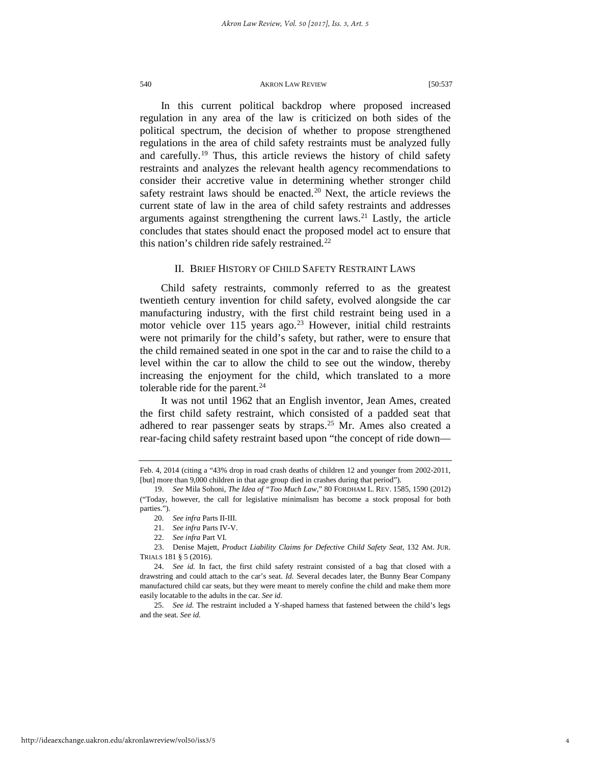In this current political backdrop where proposed increased regulation in any area of the law is criticized on both sides of the political spectrum, the decision of whether to propose strengthened regulations in the area of child safety restraints must be analyzed fully and carefully.[19] Thus, this article reviews the history of child safety restraints and analyzes the relevant health agency recommendations to consider their accretive value in determining whether stronger child safety restraint laws should be enacted.[20] Next, the article reviews the current state of law in the area of child safety restraints and addresses arguments against strengthening the current laws.[21] Lastly, the article concludes that states should enact the proposed model act to ensure that this nation's children ride safely restrained.[22]

## II. Brief History of Child Safety Restraint Laws

Child safety restraints, commonly referred to as the greatest twentieth century invention for child safety, evolved alongside the car manufacturing industry, with the first child restraint being used in a motor vehicle over 115 years ago.[23] However, initial child restraints were not primarily for the child's safety, but rather, were to ensure that the child remained seated in one spot in the car and to raise the child to a level within the car to allow the child to see out the window, thereby increasing the enjoyment for the child, which translated to a more tolerable ride for the parent.[24]

It was not until 1962 that an English inventor, Jean Ames, created the first child safety restraint, which consisted of a padded seat that adhered to rear passenger seats by straps.[25] Mr. Ames also created a rear-facing child safety restraint based upon "the concept of ride down—

---

Feb. 4, 2014 (citing a "43% drop in road crash deaths of children 12 and younger from 2002-2011, [but] more than 9,000 children in that age group died in crashes during that period").

19. *See* Mila Sohoni, *The Idea of "Too Much Law*," 80 FORDHAM L. REV. 1585, 1590 (2012) ("Today, however, the call for legislative minimalism has become a stock proposal for both parties.").

20. *See infra* Parts II-III.

21. *See infra* Parts IV-V.

22. *See infra* Part VI.

23. Denise Majett, *Product Liability Claims for Defective Child Safety Seat*, 132 AM. JUR. TRIALS 181 § 5 (2016).

24. *See id.* In fact, the first child safety restraint consisted of a bag that closed with a drawstring and could attach to the car's seat. *Id.* Several decades later, the Bunny Bear Company manufactured child car seats, but they were meant to merely confine the child and make them more easily locatable to the adults in the car. *See id.*

25. *See id.* The restraint included a Y-shaped harness that fastened between the child's legs and the seat. *See id.*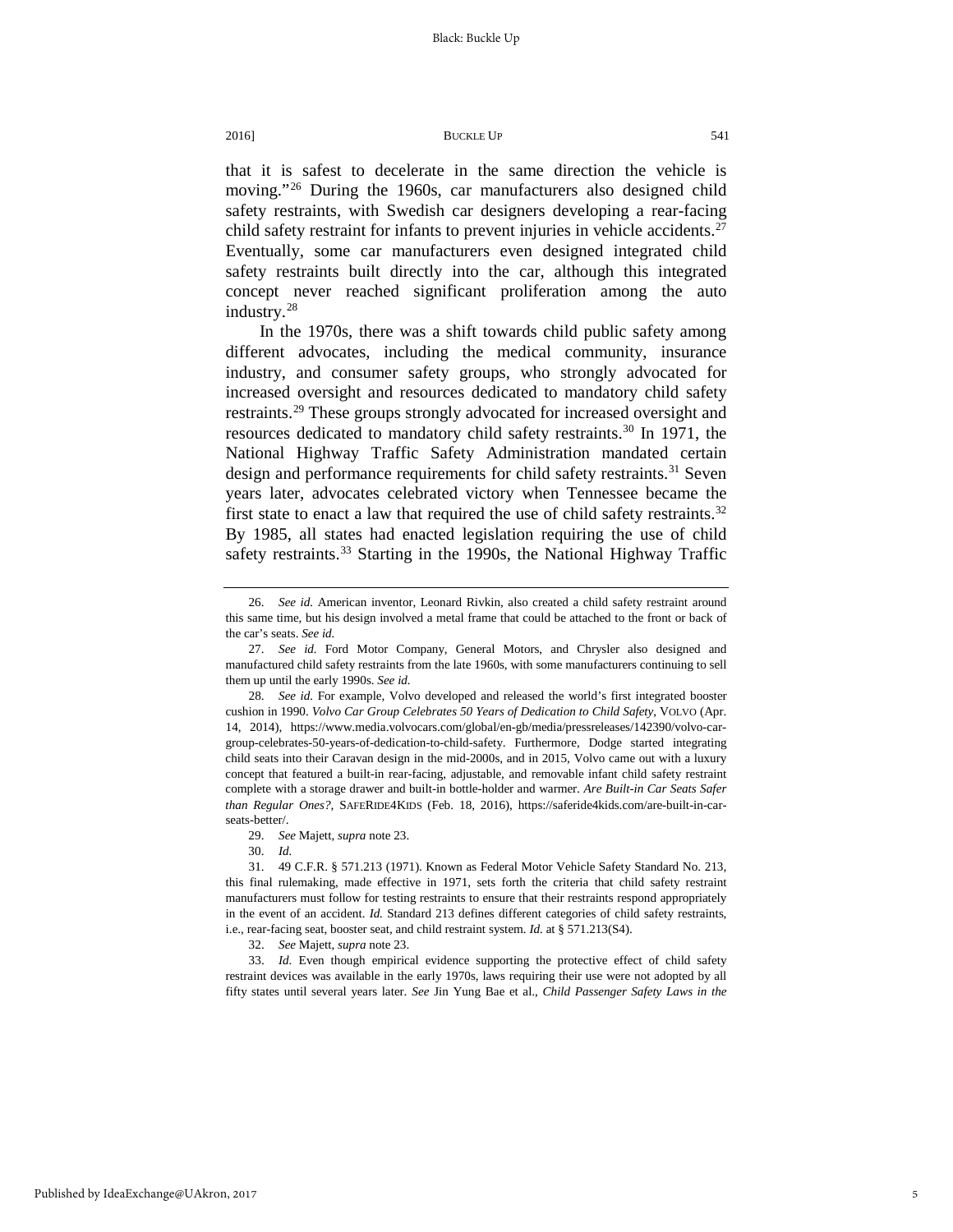that it is safest to decelerate in the same direction the vehicle is moving."[26] During the 1960s, car manufacturers also designed child safety restraints, with Swedish car designers developing a rear-facing child safety restraint for infants to prevent injuries in vehicle accidents.[27] Eventually, some car manufacturers even designed integrated child safety restraints built directly into the car, although this integrated concept never reached significant proliferation among the auto industry.[28]

In the 1970s, there was a shift towards child public safety among different advocates, including the medical community, insurance industry, and consumer safety groups, who strongly advocated for increased oversight and resources dedicated to mandatory child safety restraints.[29] These groups strongly advocated for increased oversight and resources dedicated to mandatory child safety restraints.[30] In 1971, the National Highway Traffic Safety Administration mandated certain design and performance requirements for child safety restraints.[31] Seven years later, advocates celebrated victory when Tennessee became the first state to enact a law that required the use of child safety restraints.[32] By 1985, all states had enacted legislation requiring the use of child safety restraints.[33] Starting in the 1990s, the National Highway Traffic

---

26. *See id.* American inventor, Leonard Rivkin, also created a child safety restraint around this same time, but his design involved a metal frame that could be attached to the front or back of the car's seats. *See id.*

27. *See id.* Ford Motor Company, General Motors, and Chrysler also designed and manufactured child safety restraints from the late 1960s, with some manufacturers continuing to sell them up until the early 1990s. *See id.*

28. *See id.* For example, Volvo developed and released the world's first integrated booster cushion in 1990. *Volvo Car Group Celebrates 50 Years of Dedication to Child Safety*, VOLVO (Apr. 14, 2014), https://www.media.volvocars.com/global/en-gb/media/pressreleases/142390/volvo-car-group-celebrates-50-years-of-dedication-to-child-safety. Furthermore, Dodge started integrating child seats into their Caravan design in the mid-2000s, and in 2015, Volvo came out with a luxury concept that featured a built-in rear-facing, adjustable, and removable infant child safety restraint complete with a storage drawer and built-in bottle-holder and warmer. *Are Built-in Car Seats Safer than Regular Ones?*, SAFERIDE4KIDS (Feb. 18, 2016), https://saferide4kids.com/are-built-in-car-seats-better/.

29. *See* Majett, *supra* note 23.

30. *Id.*

31. 49 C.F.R. § 571.213 (1971). Known as Federal Motor Vehicle Safety Standard No. 213, this final rulemaking, made effective in 1971, sets forth the criteria that child safety restraint manufacturers must follow for testing restraints to ensure that their restraints respond appropriately in the event of an accident. *Id.* Standard 213 defines different categories of child safety restraints, i.e., rear-facing seat, booster seat, and child restraint system. *Id.* at § 571.213(S4).

32. *See* Majett, *supra* note 23.

33. *Id.* Even though empirical evidence supporting the protective effect of child safety restraint devices was available in the early 1970s, laws requiring their use were not adopted by all fifty states until several years later. *See* Jin Yung Bae et al., *Child Passenger Safety Laws in the*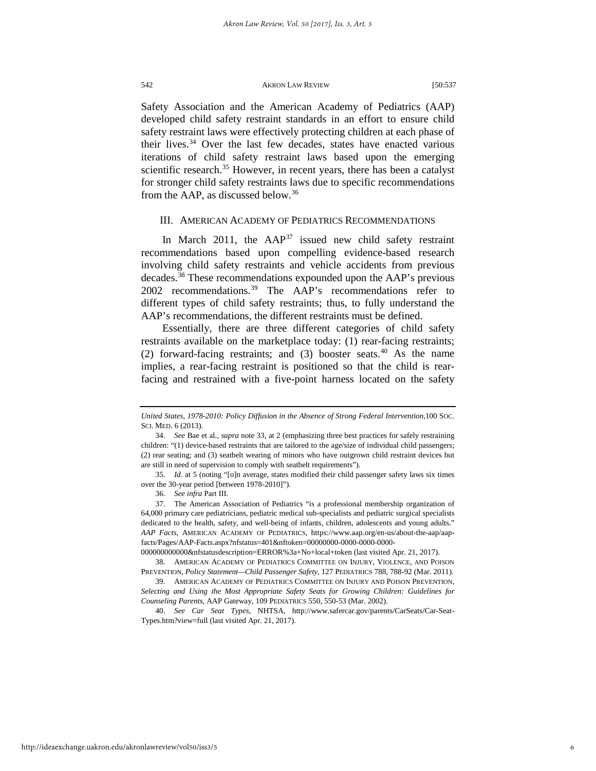Safety Association and the American Academy of Pediatrics (AAP) developed child safety restraint standards in an effort to ensure child safety restraint laws were effectively protecting children at each phase of their lives.[34] Over the last few decades, states have enacted various iterations of child safety restraint laws based upon the emerging scientific research.[35] However, in recent years, there has been a catalyst for stronger child safety restraints laws due to specific recommendations from the AAP, as discussed below.[36]

## III. AMERICAN ACADEMY OF PEDIATRICS RECOMMENDATIONS

In March 2011, the AAP[37] issued new child safety restraint recommendations based upon compelling evidence-based research involving child safety restraints and vehicle accidents from previous decades.[38] These recommendations expounded upon the AAP's previous 2002 recommendations.[39] The AAP's recommendations refer to different types of child safety restraints; thus, to fully understand the AAP's recommendations, the different restraints must be defined.

Essentially, there are three different categories of child safety restraints available on the marketplace today: (1) rear-facing restraints; (2) forward-facing restraints; and (3) booster seats.[40] As the name implies, a rear-facing restraint is positioned so that the child is rear-facing and restrained with a five-point harness located on the safety

---

*United States, 1978-2010: Policy Diffusion in the Absence of Strong Federal Intervention*, 100 SOC. SCI. MED. 6 (2013).

34. *See* Bae et al., *supra* note 33, at 2 (emphasizing three best practices for safely restraining children: "(1) device-based restraints that are tailored to the age/size of individual child passengers; (2) rear seating; and (3) seatbelt wearing of minors who have outgrown child restraint devices but are still in need of supervision to comply with seatbelt requirements").

35. *Id*. at 5 (noting "[o]n average, states modified their child passenger safety laws six times over the 30-year period [between 1978-2010]").

36. *See infra* Part III.

37. The American Association of Pediatrics "is a professional membership organization of 64,000 primary care pediatricians, pediatric medical sub-specialists and pediatric surgical specialists dedicated to the health, safety, and well-being of infants, children, adolescents and young adults." *AAP Facts*, AMERICAN ACADEMY OF PEDIATRICS, https://www.aap.org/en-us/about-the-aap/aap-facts/Pages/AAP-Facts.aspx?nfstatus=401&nftoken=00000000-0000-0000-0000-000000000000&nfstatusdescription=ERROR%3a+No+local+token (last visited Apr. 21, 2017).

38. AMERICAN ACADEMY OF PEDIATRICS COMMITTEE ON INJURY, VIOLENCE, AND POISON PREVENTION, *Policy Statement—Child Passenger Safety*, 127 PEDIATRICS 788, 788-92 (Mar. 2011).

39. AMERICAN ACADEMY OF PEDIATRICS COMMITTEE ON INJURY AND POISON PREVENTION, *Selecting and Using the Most Appropriate Safety Seats for Growing Children: Guidelines for Counseling Parents*, AAP Gateway, 109 PEDIATRICS 550, 550-53 (Mar. 2002).

40. *See Car Seat Types*, NHTSA, http://www.safercar.gov/parents/CarSeats/Car-Seat-Types.htm?view=full (last visited Apr. 21, 2017).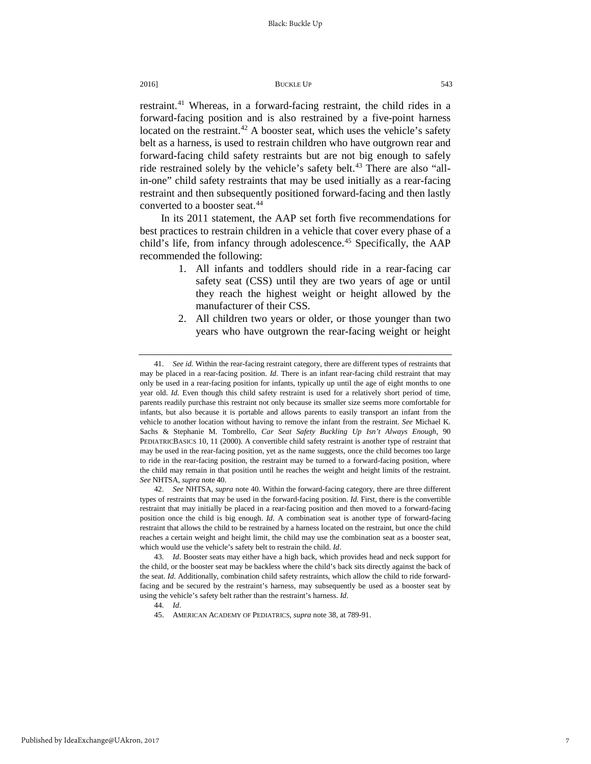restraint.[41] Whereas, in a forward-facing restraint, the child rides in a forward-facing position and is also restrained by a five-point harness located on the restraint.[42] A booster seat, which uses the vehicle's safety belt as a harness, is used to restrain children who have outgrown rear and forward-facing child safety restraints but are not big enough to safely ride restrained solely by the vehicle's safety belt.[43] There are also "all-in-one" child safety restraints that may be used initially as a rear-facing restraint and then subsequently positioned forward-facing and then lastly converted to a booster seat.[44]

In its 2011 statement, the AAP set forth five recommendations for best practices to restrain children in a vehicle that cover every phase of a child's life, from infancy through adolescence.[45] Specifically, the AAP recommended the following:

1. All infants and toddlers should ride in a rear-facing car safety seat (CSS) until they are two years of age or until they reach the highest weight or height allowed by the manufacturer of their CSS.
2. All children two years or older, or those younger than two years who have outgrown the rear-facing weight or height

---

41. *See id.* Within the rear-facing restraint category, there are different types of restraints that may be placed in a rear-facing position. *Id.* There is an infant rear-facing child restraint that may only be used in a rear-facing position for infants, typically up until the age of eight months to one year old. *Id.* Even though this child safety restraint is used for a relatively short period of time, parents readily purchase this restraint not only because its smaller size seems more comfortable for infants, but also because it is portable and allows parents to easily transport an infant from the vehicle to another location without having to remove the infant from the restraint. *See* Michael K. Sachs & Stephanie M. Tombrello, *Car Seat Safety Buckling Up Isn't Always Enough*, 90 PEDIATRICBASICS 10, 11 (2000). A convertible child safety restraint is another type of restraint that may be used in the rear-facing position, yet as the name suggests, once the child becomes too large to ride in the rear-facing position, the restraint may be turned to a forward-facing position, where the child may remain in that position until he reaches the weight and height limits of the restraint. *See* NHTSA, *supra* note 40.

42. *See* NHTSA, *supra* note 40. Within the forward-facing category, there are three different types of restraints that may be used in the forward-facing position. *Id.* First, there is the convertible restraint that may initially be placed in a rear-facing position and then moved to a forward-facing position once the child is big enough. *Id*. A combination seat is another type of forward-facing restraint that allows the child to be restrained by a harness located on the restraint, but once the child reaches a certain weight and height limit, the child may use the combination seat as a booster seat, which would use the vehicle's safety belt to restrain the child. *Id*.

43. *Id*. Booster seats may either have a high back, which provides head and neck support for the child, or the booster seat may be backless where the child's back sits directly against the back of the seat. *Id*. Additionally, combination child safety restraints, which allow the child to ride forward-facing and be secured by the restraint's harness, may subsequently be used as a booster seat by using the vehicle's safety belt rather than the restraint's harness. *Id*.

44. *Id*.

45. AMERICAN ACADEMY OF PEDIATRICS, *supra* note 38, at 789-91.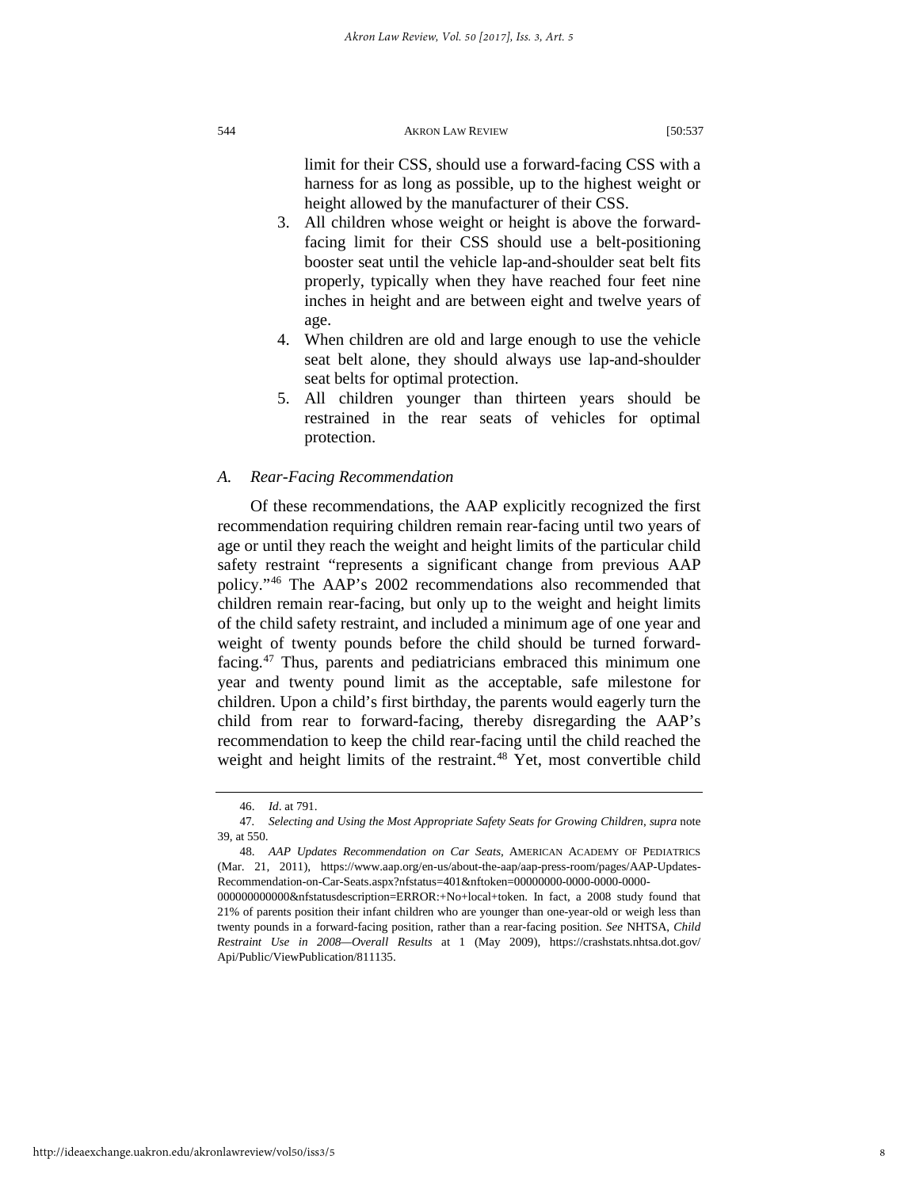limit for their CSS, should use a forward-facing CSS with a harness for as long as possible, up to the highest weight or height allowed by the manufacturer of their CSS.

3. All children whose weight or height is above the forward-facing limit for their CSS should use a belt-positioning booster seat until the vehicle lap-and-shoulder seat belt fits properly, typically when they have reached four feet nine inches in height and are between eight and twelve years of age.
4. When children are old and large enough to use the vehicle seat belt alone, they should always use lap-and-shoulder seat belts for optimal protection.
5. All children younger than thirteen years should be restrained in the rear seats of vehicles for optimal protection.

### *A. Rear-Facing Recommendation*

Of these recommendations, the AAP explicitly recognized the first recommendation requiring children remain rear-facing until two years of age or until they reach the weight and height limits of the particular child safety restraint "represents a significant change from previous AAP policy."[46] The AAP's 2002 recommendations also recommended that children remain rear-facing, but only up to the weight and height limits of the child safety restraint, and included a minimum age of one year and weight of twenty pounds before the child should be turned forward-facing.[47] Thus, parents and pediatricians embraced this minimum one year and twenty pound limit as the acceptable, safe milestone for children. Upon a child's first birthday, the parents would eagerly turn the child from rear to forward-facing, thereby disregarding the AAP's recommendation to keep the child rear-facing until the child reached the weight and height limits of the restraint.[48] Yet, most convertible child

---

46. *Id*. at 791.

47. *Selecting and Using the Most Appropriate Safety Seats for Growing Children*, *supra* note 39, at 550.

48. *AAP Updates Recommendation on Car Seats*, AMERICAN ACADEMY OF PEDIATRICS (Mar. 21, 2011), https://www.aap.org/en-us/about-the-aap/aap-press-room/pages/AAP-Updates-Recommendation-on-Car-Seats.aspx?nfstatus=401&nftoken=00000000-0000-0000-0000-000000000000&nfstatusdescription=ERROR:+No+local+token. In fact, a 2008 study found that 21% of parents position their infant children who are younger than one-year-old or weigh less than twenty pounds in a forward-facing position, rather than a rear-facing position. *See* NHTSA, *Child Restraint Use in 2008—Overall Results* at 1 (May 2009), https://crashstats.nhtsa.dot.gov/Api/Public/ViewPublication/811135.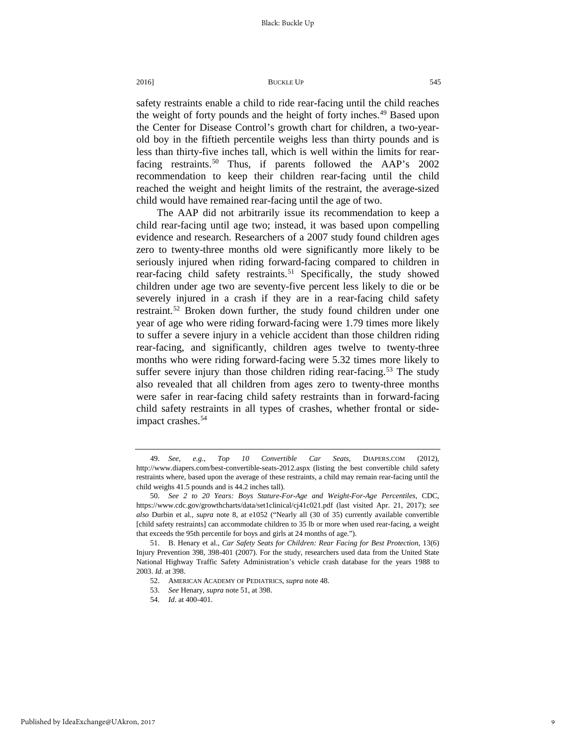safety restraints enable a child to ride rear-facing until the child reaches the weight of forty pounds and the height of forty inches.[49] Based upon the Center for Disease Control's growth chart for children, a two-year-old boy in the fiftieth percentile weighs less than thirty pounds and is less than thirty-five inches tall, which is well within the limits for rear-facing restraints.[50] Thus, if parents followed the AAP's 2002 recommendation to keep their children rear-facing until the child reached the weight and height limits of the restraint, the average-sized child would have remained rear-facing until the age of two.

The AAP did not arbitrarily issue its recommendation to keep a child rear-facing until age two; instead, it was based upon compelling evidence and research. Researchers of a 2007 study found children ages zero to twenty-three months old were significantly more likely to be seriously injured when riding forward-facing compared to children in rear-facing child safety restraints.[51] Specifically, the study showed children under age two are seventy-five percent less likely to die or be severely injured in a crash if they are in a rear-facing child safety restraint.[52] Broken down further, the study found children under one year of age who were riding forward-facing were 1.79 times more likely to suffer a severe injury in a vehicle accident than those children riding rear-facing, and significantly, children ages twelve to twenty-three months who were riding forward-facing were 5.32 times more likely to suffer severe injury than those children riding rear-facing.[53] The study also revealed that all children from ages zero to twenty-three months were safer in rear-facing child safety restraints than in forward-facing child safety restraints in all types of crashes, whether frontal or side-impact crashes.[54]

---

49. *See, e.g.*, *Top 10 Convertible Car Seats*, DIAPERS.COM (2012), http://www.diapers.com/best-convertible-seats-2012.aspx (listing the best convertible child safety restraints where, based upon the average of these restraints, a child may remain rear-facing until the child weighs 41.5 pounds and is 44.2 inches tall).

50. *See 2 to 20 Years: Boys Stature-For-Age and Weight-For-Age Percentiles*, CDC, https://www.cdc.gov/growthcharts/data/set1clinical/cj41c021.pdf (last visited Apr. 21, 2017); *see also* Durbin et al., *supra* note 8, at e1052 ("Nearly all (30 of 35) currently available convertible [child safety restraints] can accommodate children to 35 lb or more when used rear-facing, a weight that exceeds the 95th percentile for boys and girls at 24 months of age.").

51. B. Henary et al., *Car Safety Seats for Children: Rear Facing for Best Protection*, 13(6) Injury Prevention 398, 398-401 (2007). For the study, researchers used data from the United State National Highway Traffic Safety Administration's vehicle crash database for the years 1988 to 2003. *Id.* at 398.

52. AMERICAN ACADEMY OF PEDIATRICS, *supra* note 48.

53. *See* Henary, *supra* note 51, at 398.

54. *Id*. at 400-401.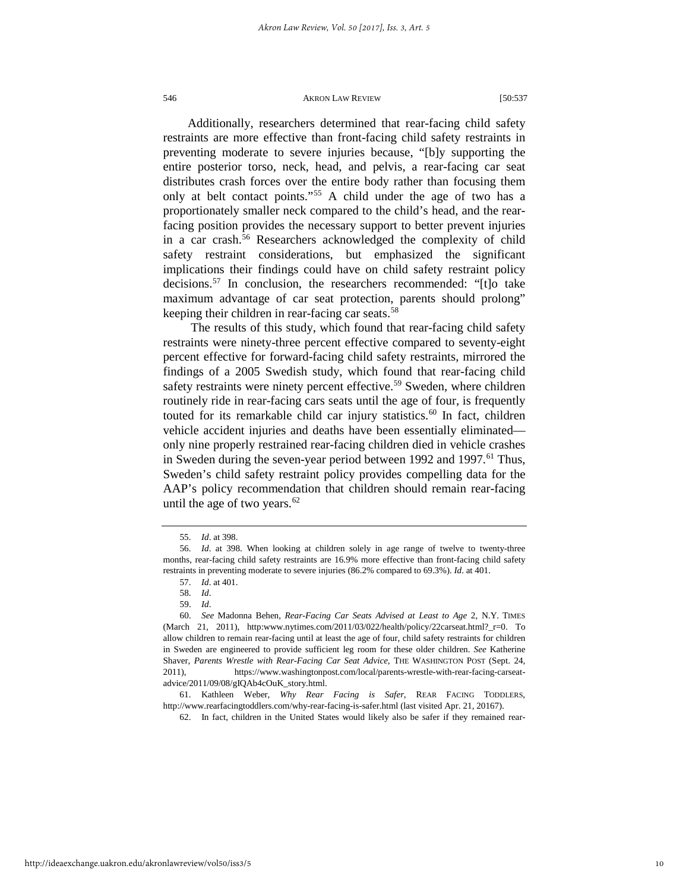Additionally, researchers determined that rear-facing child safety restraints are more effective than front-facing child safety restraints in preventing moderate to severe injuries because, "[b]y supporting the entire posterior torso, neck, head, and pelvis, a rear-facing car seat distributes crash forces over the entire body rather than focusing them only at belt contact points."[55] A child under the age of two has a proportionately smaller neck compared to the child's head, and the rear-facing position provides the necessary support to better prevent injuries in a car crash.[56] Researchers acknowledged the complexity of child safety restraint considerations, but emphasized the significant implications their findings could have on child safety restraint policy decisions.[57] In conclusion, the researchers recommended: "[t]o take maximum advantage of car seat protection, parents should prolong" keeping their children in rear-facing car seats.[58]

The results of this study, which found that rear-facing child safety restraints were ninety-three percent effective compared to seventy-eight percent effective for forward-facing child safety restraints, mirrored the findings of a 2005 Swedish study, which found that rear-facing child safety restraints were ninety percent effective.[59] Sweden, where children routinely ride in rear-facing cars seats until the age of four, is frequently touted for its remarkable child car injury statistics.[60] In fact, children vehicle accident injuries and deaths have been essentially eliminated—only nine properly restrained rear-facing children died in vehicle crashes in Sweden during the seven-year period between 1992 and 1997.[61] Thus, Sweden's child safety restraint policy provides compelling data for the AAP's policy recommendation that children should remain rear-facing until the age of two years.[62]

---

55. *Id*. at 398.

56. *Id*. at 398. When looking at children solely in age range of twelve to twenty-three months, rear-facing child safety restraints are 16.9% more effective than front-facing child safety restraints in preventing moderate to severe injuries (86.2% compared to 69.3%). *Id*. at 401.

57. *Id*. at 401.

58. *Id*.

59. *Id*.

60. *See* Madonna Behen, *Rear-Facing Car Seats Advised at Least to Age* 2, N.Y. TIMES (March 21, 2011), http:www.nytimes.com/2011/03/022/health/policy/22carseat.html?_r=0. To allow children to remain rear-facing until at least the age of four, child safety restraints for children in Sweden are engineered to provide sufficient leg room for these older children. *See* Katherine Shaver, *Parents Wrestle with Rear-Facing Car Seat Advice*, THE WASHINGTON POST (Sept. 24, 2011), https://www.washingtonpost.com/local/parents-wrestle-with-rear-facing-carseat-advice/2011/09/08/gIQAb4cOuK_story.html.

61. Kathleen Weber, *Why Rear Facing is Safer*, REAR FACING TODDLERS, http://www.rearfacingtoddlers.com/why-rear-facing-is-safer.html (last visited Apr. 21, 20167).

62. In fact, children in the United States would likely also be safer if they remained rear-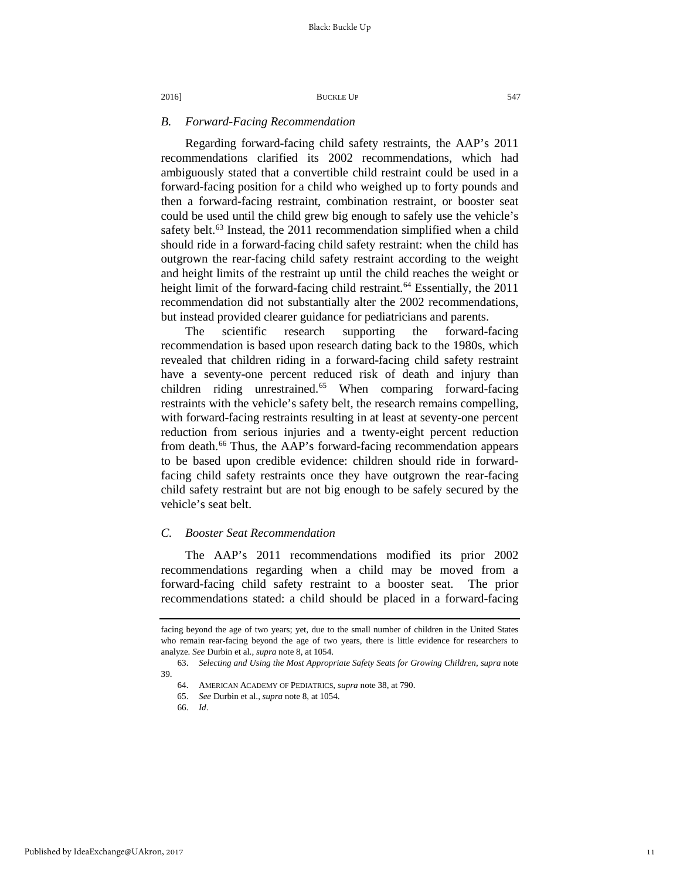### B. Forward-Facing Recommendation

Regarding forward-facing child safety restraints, the AAP's 2011 recommendations clarified its 2002 recommendations, which had ambiguously stated that a convertible child restraint could be used in a forward-facing position for a child who weighed up to forty pounds and then a forward-facing restraint, combination restraint, or booster seat could be used until the child grew big enough to safely use the vehicle's safety belt.[63] Instead, the 2011 recommendation simplified when a child should ride in a forward-facing child safety restraint: when the child has outgrown the rear-facing child safety restraint according to the weight and height limits of the restraint up until the child reaches the weight or height limit of the forward-facing child restraint.[64] Essentially, the 2011 recommendation did not substantially alter the 2002 recommendations, but instead provided clearer guidance for pediatricians and parents.

The scientific research supporting the forward-facing recommendation is based upon research dating back to the 1980s, which revealed that children riding in a forward-facing child safety restraint have a seventy-one percent reduced risk of death and injury than children riding unrestrained.[65] When comparing forward-facing restraints with the vehicle's safety belt, the research remains compelling, with forward-facing restraints resulting in at least at seventy-one percent reduction from serious injuries and a twenty-eight percent reduction from death.[66] Thus, the AAP's forward-facing recommendation appears to be based upon credible evidence: children should ride in forward-facing child safety restraints once they have outgrown the rear-facing child safety restraint but are not big enough to be safely secured by the vehicle's seat belt.

### C. Booster Seat Recommendation

The AAP's 2011 recommendations modified its prior 2002 recommendations regarding when a child may be moved from a forward-facing child safety restraint to a booster seat. The prior recommendations stated: a child should be placed in a forward-facing

---

facing beyond the age of two years; yet, due to the small number of children in the United States who remain rear-facing beyond the age of two years, there is little evidence for researchers to analyze. *See* Durbin et al., *supra* note 8, at 1054.

63. *Selecting and Using the Most Appropriate Safety Seats for Growing Children*, *supra* note 39.

64. AMERICAN ACADEMY OF PEDIATRICS, *supra* note 38, at 790.

65. *See* Durbin et al., *supra* note 8, at 1054.

66. *Id*.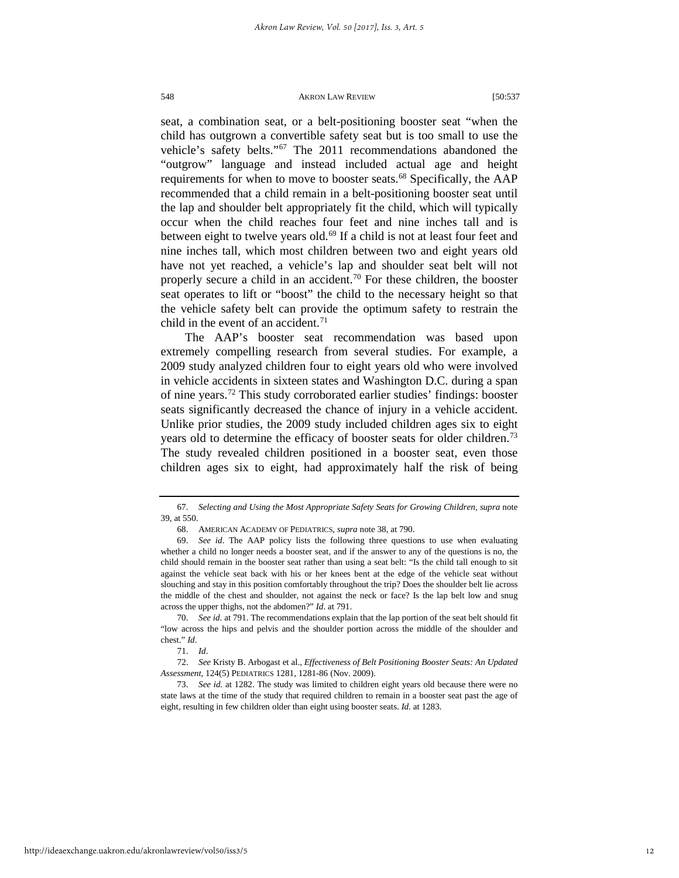seat, a combination seat, or a belt-positioning booster seat "when the child has outgrown a convertible safety seat but is too small to use the vehicle's safety belts."[67] The 2011 recommendations abandoned the "outgrow" language and instead included actual age and height requirements for when to move to booster seats.[68] Specifically, the AAP recommended that a child remain in a belt-positioning booster seat until the lap and shoulder belt appropriately fit the child, which will typically occur when the child reaches four feet and nine inches tall and is between eight to twelve years old.[69] If a child is not at least four feet and nine inches tall, which most children between two and eight years old have not yet reached, a vehicle's lap and shoulder seat belt will not properly secure a child in an accident.[70] For these children, the booster seat operates to lift or "boost" the child to the necessary height so that the vehicle safety belt can provide the optimum safety to restrain the child in the event of an accident.[71]

The AAP's booster seat recommendation was based upon extremely compelling research from several studies. For example, a 2009 study analyzed children four to eight years old who were involved in vehicle accidents in sixteen states and Washington D.C. during a span of nine years.[72] This study corroborated earlier studies' findings: booster seats significantly decreased the chance of injury in a vehicle accident. Unlike prior studies, the 2009 study included children ages six to eight years old to determine the efficacy of booster seats for older children.[73] The study revealed children positioned in a booster seat, even those children ages six to eight, had approximately half the risk of being

---

67. *Selecting and Using the Most Appropriate Safety Seats for Growing Children*, *supra* note 39, at 550.

68. AMERICAN ACADEMY OF PEDIATRICS, *supra* note 38, at 790.

69. *See id*. The AAP policy lists the following three questions to use when evaluating whether a child no longer needs a booster seat, and if the answer to any of the questions is no, the child should remain in the booster seat rather than using a seat belt: "Is the child tall enough to sit against the vehicle seat back with his or her knees bent at the edge of the vehicle seat without slouching and stay in this position comfortably throughout the trip? Does the shoulder belt lie across the middle of the chest and shoulder, not against the neck or face? Is the lap belt low and snug across the upper thighs, not the abdomen?" *Id*. at 791.

70. *See id*. at 791. The recommendations explain that the lap portion of the seat belt should fit "low across the hips and pelvis and the shoulder portion across the middle of the shoulder and chest." *Id*.

71. *Id*.

72. *See* Kristy B. Arbogast et al., *Effectiveness of Belt Positioning Booster Seats: An Updated Assessment*, 124(5) PEDIATRICS 1281, 1281-86 (Nov. 2009).

73. *See id.* at 1282. The study was limited to children eight years old because there were no state laws at the time of the study that required children to remain in a booster seat past the age of eight, resulting in few children older than eight using booster seats. *Id.* at 1283.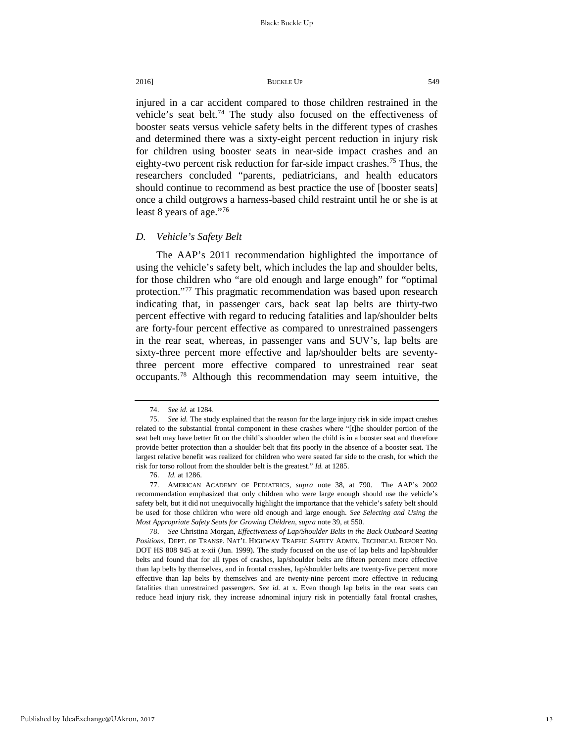injured in a car accident compared to those children restrained in the vehicle's seat belt.[74] The study also focused on the effectiveness of booster seats versus vehicle safety belts in the different types of crashes and determined there was a sixty-eight percent reduction in injury risk for children using booster seats in near-side impact crashes and an eighty-two percent risk reduction for far-side impact crashes.[75] Thus, the researchers concluded "parents, pediatricians, and health educators should continue to recommend as best practice the use of [booster seats] once a child outgrows a harness-based child restraint until he or she is at least 8 years of age."[76]

### *D. Vehicle's Safety Belt*

The AAP's 2011 recommendation highlighted the importance of using the vehicle's safety belt, which includes the lap and shoulder belts, for those children who "are old enough and large enough" for "optimal protection."[77] This pragmatic recommendation was based upon research indicating that, in passenger cars, back seat lap belts are thirty-two percent effective with regard to reducing fatalities and lap/shoulder belts are forty-four percent effective as compared to unrestrained passengers in the rear seat, whereas, in passenger vans and SUV's, lap belts are sixty-three percent more effective and lap/shoulder belts are seventy-three percent more effective compared to unrestrained rear seat occupants.[78] Although this recommendation may seem intuitive, the

---

74. *See id.* at 1284.

75. *See id.* The study explained that the reason for the large injury risk in side impact crashes related to the substantial frontal component in these crashes where "[t]he shoulder portion of the seat belt may have better fit on the child's shoulder when the child is in a booster seat and therefore provide better protection than a shoulder belt that fits poorly in the absence of a booster seat. The largest relative benefit was realized for children who were seated far side to the crash, for which the risk for torso rollout from the shoulder belt is the greatest." *Id.* at 1285.

76. *Id.* at 1286.

77. AMERICAN ACADEMY OF PEDIATRICS, *supra* note 38, at 790. The AAP's 2002 recommendation emphasized that only children who were large enough should use the vehicle's safety belt, but it did not unequivocally highlight the importance that the vehicle's safety belt should be used for those children who were old enough and large enough. *See Selecting and Using the Most Appropriate Safety Seats for Growing Children*, *supra* note 39, at 550.

78. *See* Christina Morgan, *Effectiveness of Lap/Shoulder Belts in the Back Outboard Seating Positions*, DEPT. OF TRANSP. NAT'L HIGHWAY TRAFFIC SAFETY ADMIN. TECHNICAL REPORT NO. DOT HS 808 945 at x-xii (Jun. 1999). The study focused on the use of lap belts and lap/shoulder belts and found that for all types of crashes, lap/shoulder belts are fifteen percent more effective than lap belts by themselves, and in frontal crashes, lap/shoulder belts are twenty-five percent more effective than lap belts by themselves and are twenty-nine percent more effective in reducing fatalities than unrestrained passengers. *See id.* at x. Even though lap belts in the rear seats can reduce head injury risk, they increase adnominal injury risk in potentially fatal frontal crashes,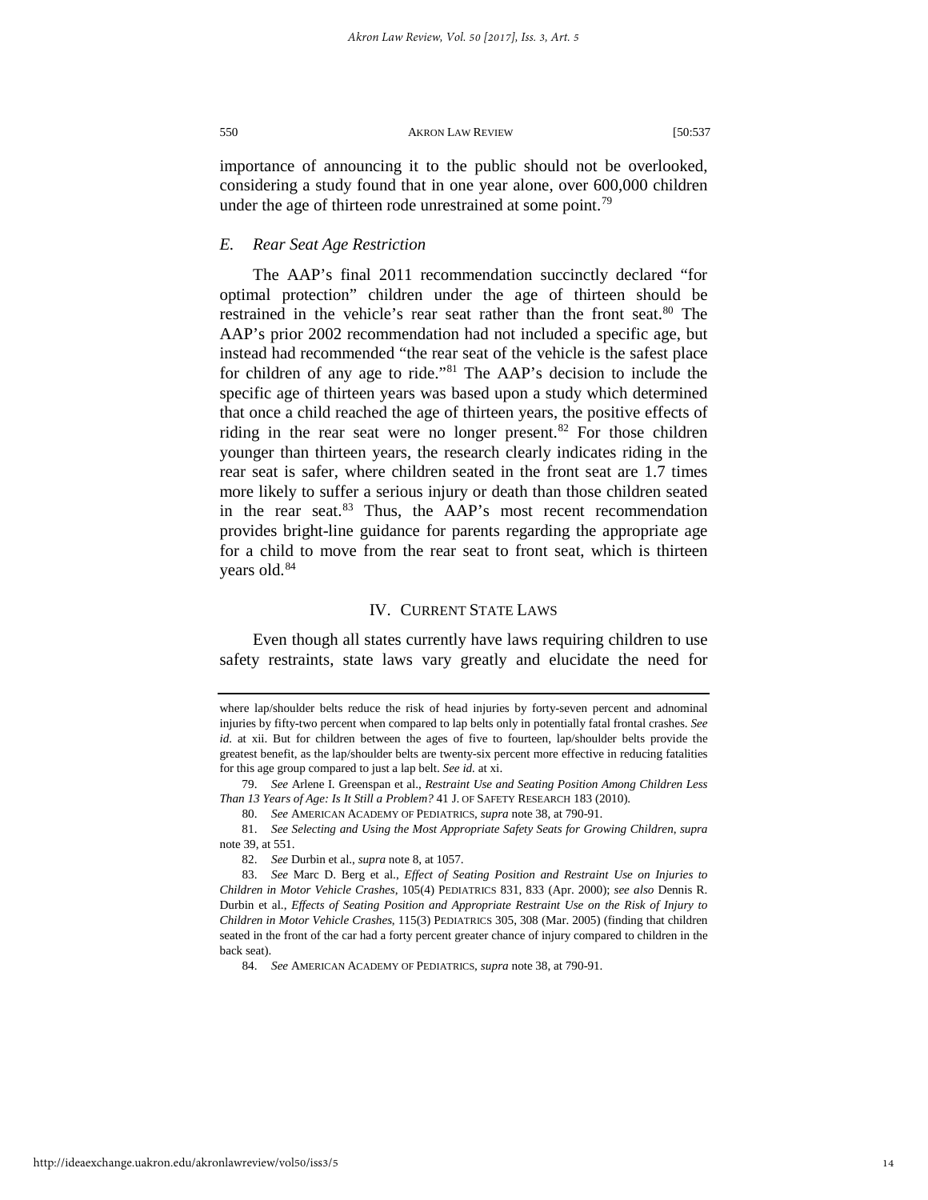importance of announcing it to the public should not be overlooked, considering a study found that in one year alone, over 600,000 children under the age of thirteen rode unrestrained at some point.[79]

### *E. Rear Seat Age Restriction*

The AAP's final 2011 recommendation succinctly declared "for optimal protection" children under the age of thirteen should be restrained in the vehicle's rear seat rather than the front seat.[80] The AAP's prior 2002 recommendation had not included a specific age, but instead had recommended "the rear seat of the vehicle is the safest place for children of any age to ride."[81] The AAP's decision to include the specific age of thirteen years was based upon a study which determined that once a child reached the age of thirteen years, the positive effects of riding in the rear seat were no longer present.[82] For those children younger than thirteen years, the research clearly indicates riding in the rear seat is safer, where children seated in the front seat are 1.7 times more likely to suffer a serious injury or death than those children seated in the rear seat.[83] Thus, the AAP's most recent recommendation provides bright-line guidance for parents regarding the appropriate age for a child to move from the rear seat to front seat, which is thirteen years old.[84]

## IV. CURRENT STATE LAWS

Even though all states currently have laws requiring children to use safety restraints, state laws vary greatly and elucidate the need for

---

where lap/shoulder belts reduce the risk of head injuries by forty-seven percent and adnominal injuries by fifty-two percent when compared to lap belts only in potentially fatal frontal crashes. *See id.* at xii. But for children between the ages of five to fourteen, lap/shoulder belts provide the greatest benefit, as the lap/shoulder belts are twenty-six percent more effective in reducing fatalities for this age group compared to just a lap belt. *See id.* at xi.

79. *See* Arlene I. Greenspan et al., *Restraint Use and Seating Position Among Children Less Than 13 Years of Age: Is It Still a Problem?* 41 J. OF SAFETY RESEARCH 183 (2010).

80. *See* AMERICAN ACADEMY OF PEDIATRICS, *supra* note 38, at 790-91.

81. *See Selecting and Using the Most Appropriate Safety Seats for Growing Children*, *supra* note 39, at 551.

82. *See* Durbin et al., *supra* note 8, at 1057.

83. *See* Marc D. Berg et al., *Effect of Seating Position and Restraint Use on Injuries to Children in Motor Vehicle Crashes*, 105(4) PEDIATRICS 831, 833 (Apr. 2000); *see also* Dennis R. Durbin et al., *Effects of Seating Position and Appropriate Restraint Use on the Risk of Injury to Children in Motor Vehicle Crashes*, 115(3) PEDIATRICS 305, 308 (Mar. 2005) (finding that children seated in the front of the car had a forty percent greater chance of injury compared to children in the back seat).

84. *See* AMERICAN ACADEMY OF PEDIATRICS, *supra* note 38, at 790-91.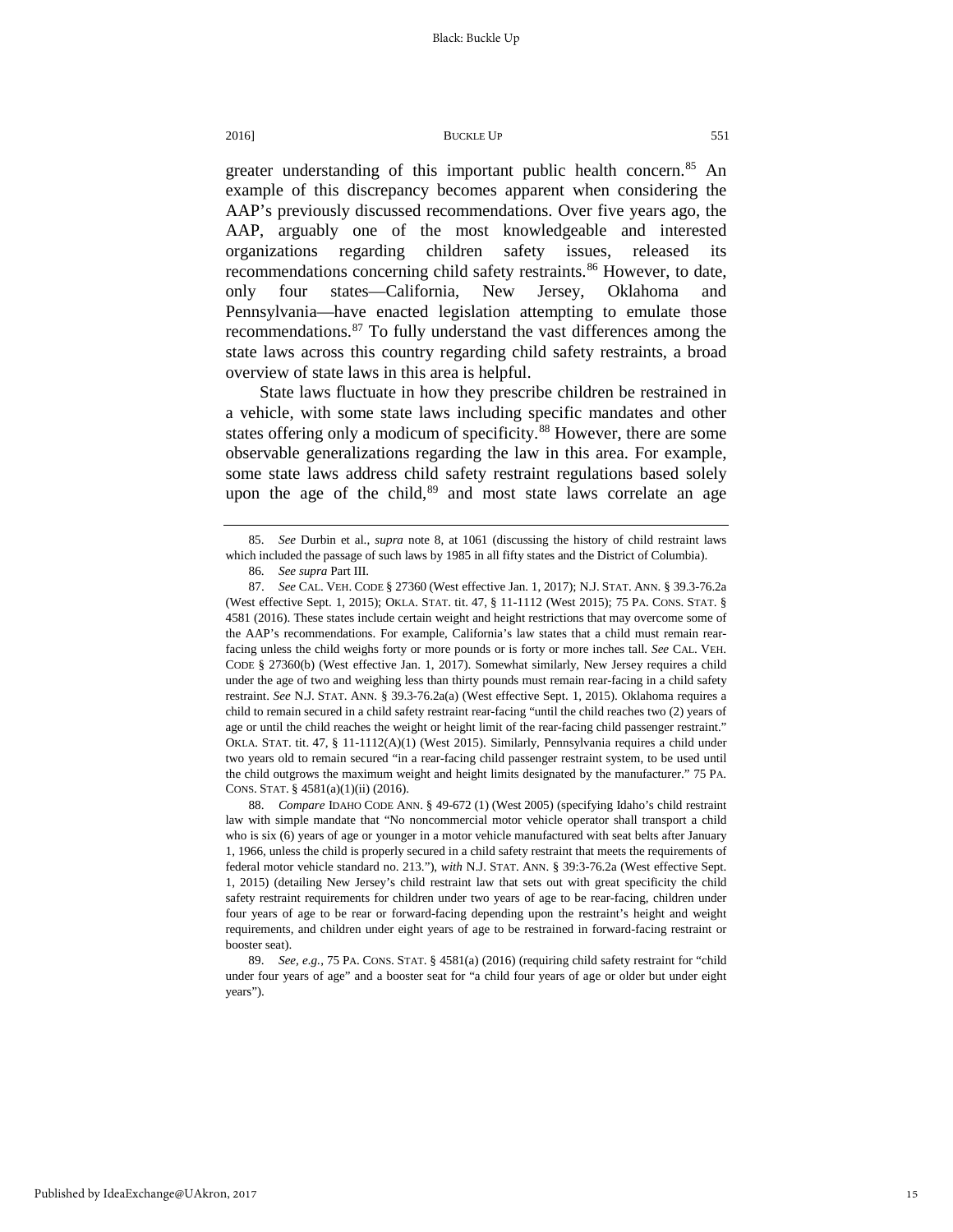greater understanding of this important public health concern.[85] An example of this discrepancy becomes apparent when considering the AAP's previously discussed recommendations. Over five years ago, the AAP, arguably one of the most knowledgeable and interested organizations regarding children safety issues, released its recommendations concerning child safety restraints.[86] However, to date, only four states—California, New Jersey, Oklahoma and Pennsylvania—have enacted legislation attempting to emulate those recommendations.[87] To fully understand the vast differences among the state laws across this country regarding child safety restraints, a broad overview of state laws in this area is helpful.

State laws fluctuate in how they prescribe children be restrained in a vehicle, with some state laws including specific mandates and other states offering only a modicum of specificity.[88] However, there are some observable generalizations regarding the law in this area. For example, some state laws address child safety restraint regulations based solely upon the age of the child,[89] and most state laws correlate an age

---

85. *See* Durbin et al., *supra* note 8, at 1061 (discussing the history of child restraint laws which included the passage of such laws by 1985 in all fifty states and the District of Columbia).

86. *See supra* Part III.

87. *See* CAL. VEH. CODE § 27360 (West effective Jan. 1, 2017); N.J. STAT. ANN. § 39.3-76.2a (West effective Sept. 1, 2015); OKLA. STAT. tit. 47, § 11-1112 (West 2015); 75 PA. CONS. STAT. § 4581 (2016). These states include certain weight and height restrictions that may overcome some of the AAP's recommendations. For example, California's law states that a child must remain rear-facing unless the child weighs forty or more pounds or is forty or more inches tall. *See* CAL. VEH. CODE § 27360(b) (West effective Jan. 1, 2017). Somewhat similarly, New Jersey requires a child under the age of two and weighing less than thirty pounds must remain rear-facing in a child safety restraint. *See* N.J. STAT. ANN. § 39.3-76.2a(a) (West effective Sept. 1, 2015). Oklahoma requires a child to remain secured in a child safety restraint rear-facing "until the child reaches two (2) years of age or until the child reaches the weight or height limit of the rear-facing child passenger restraint." OKLA. STAT. tit. 47, § 11-1112(A)(1) (West 2015). Similarly, Pennsylvania requires a child under two years old to remain secured "in a rear-facing child passenger restraint system, to be used until the child outgrows the maximum weight and height limits designated by the manufacturer." 75 PA. CONS. STAT. § 4581(a)(1)(ii) (2016).

88. *Compare* IDAHO CODE ANN. § 49-672 (1) (West 2005) (specifying Idaho's child restraint law with simple mandate that "No noncommercial motor vehicle operator shall transport a child who is six (6) years of age or younger in a motor vehicle manufactured with seat belts after January 1, 1966, unless the child is properly secured in a child safety restraint that meets the requirements of federal motor vehicle standard no. 213."), *with* N.J. STAT. ANN. § 39:3-76.2a (West effective Sept. 1, 2015) (detailing New Jersey's child restraint law that sets out with great specificity the child safety restraint requirements for children under two years of age to be rear-facing, children under four years of age to be rear or forward-facing depending upon the restraint's height and weight requirements, and children under eight years of age to be restrained in forward-facing restraint or booster seat).

89. *See, e.g.*, 75 PA. CONS. STAT. § 4581(a) (2016) (requiring child safety restraint for "child under four years of age" and a booster seat for "a child four years of age or older but under eight years").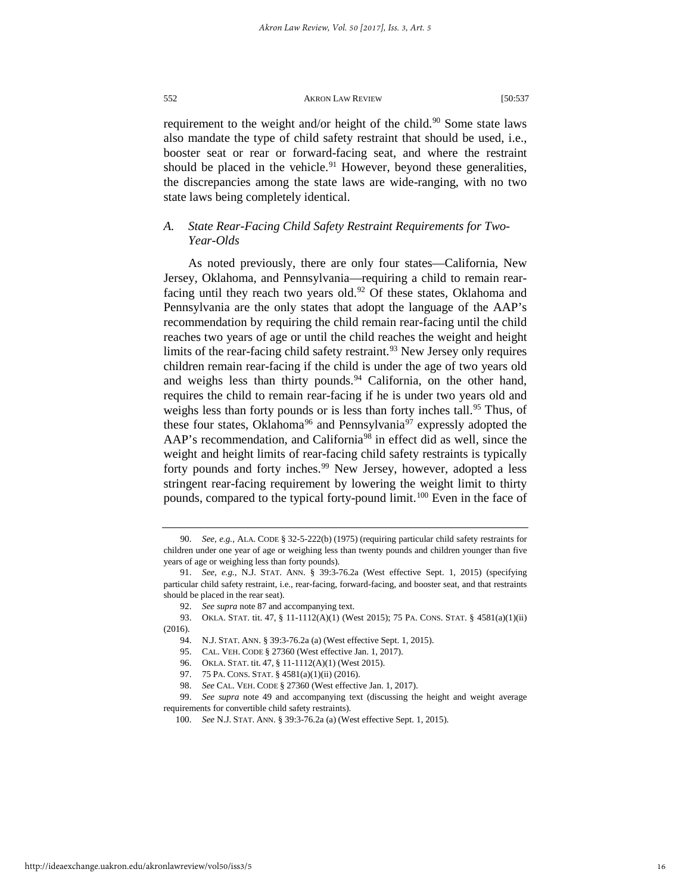requirement to the weight and/or height of the child.[90] Some state laws also mandate the type of child safety restraint that should be used, i.e., booster seat or rear or forward-facing seat, and where the restraint should be placed in the vehicle.[91] However, beyond these generalities, the discrepancies among the state laws are wide-ranging, with no two state laws being completely identical.

### A. *State Rear-Facing Child Safety Restraint Requirements for Two-Year-Olds*

As noted previously, there are only four states—California, New Jersey, Oklahoma, and Pennsylvania—requiring a child to remain rear-facing until they reach two years old.[92] Of these states, Oklahoma and Pennsylvania are the only states that adopt the language of the AAP's recommendation by requiring the child remain rear-facing until the child reaches two years of age or until the child reaches the weight and height limits of the rear-facing child safety restraint.[93] New Jersey only requires children remain rear-facing if the child is under the age of two years old and weighs less than thirty pounds.[94] California, on the other hand, requires the child to remain rear-facing if he is under two years old and weighs less than forty pounds or is less than forty inches tall.[95] Thus, of these four states, Oklahoma[96] and Pennsylvania[97] expressly adopted the AAP's recommendation, and California[98] in effect did as well, since the weight and height limits of rear-facing child safety restraints is typically forty pounds and forty inches.[99] New Jersey, however, adopted a less stringent rear-facing requirement by lowering the weight limit to thirty pounds, compared to the typical forty-pound limit.[100] Even in the face of

---

90. *See, e.g.*, ALA. CODE § 32-5-222(b) (1975) (requiring particular child safety restraints for children under one year of age or weighing less than twenty pounds and children younger than five years of age or weighing less than forty pounds).

91. *See, e.g.*, N.J. STAT. ANN. § 39:3-76.2a (West effective Sept. 1, 2015) (specifying particular child safety restraint, i.e., rear-facing, forward-facing, and booster seat, and that restraints should be placed in the rear seat).

92. *See supra* note 87 and accompanying text.

93. OKLA. STAT. tit. 47, § 11-1112(A)(1) (West 2015); 75 PA. CONS. STAT. § 4581(a)(1)(ii) (2016).

94. N.J. STAT. ANN. § 39:3-76.2a (a) (West effective Sept. 1, 2015).

95. CAL. VEH. CODE § 27360 (West effective Jan. 1, 2017).

96. OKLA. STAT. tit. 47, § 11-1112(A)(1) (West 2015).

97. 75 PA. CONS. STAT. § 4581(a)(1)(ii) (2016).

98. *See* CAL. VEH. CODE § 27360 (West effective Jan. 1, 2017).

99. *See supra* note 49 and accompanying text (discussing the height and weight average requirements for convertible child safety restraints).

100. *See* N.J. STAT. ANN. § 39:3-76.2a (a) (West effective Sept. 1, 2015).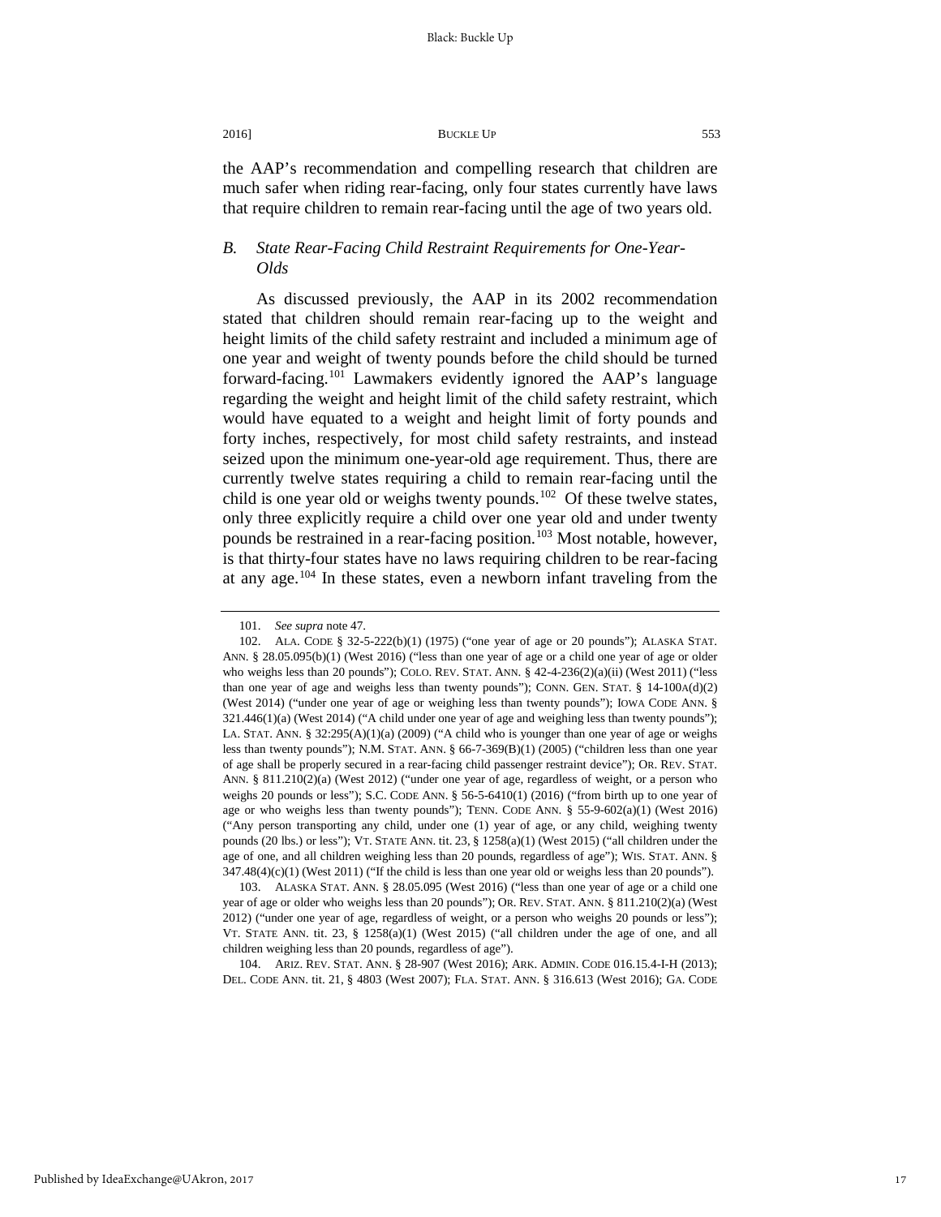the AAP's recommendation and compelling research that children are much safer when riding rear-facing, only four states currently have laws that require children to remain rear-facing until the age of two years old.

### *B. State Rear-Facing Child Restraint Requirements for One-Year-Olds*

As discussed previously, the AAP in its 2002 recommendation stated that children should remain rear-facing up to the weight and height limits of the child safety restraint and included a minimum age of one year and weight of twenty pounds before the child should be turned forward-facing.[101] Lawmakers evidently ignored the AAP's language regarding the weight and height limit of the child safety restraint, which would have equated to a weight and height limit of forty pounds and forty inches, respectively, for most child safety restraints, and instead seized upon the minimum one-year-old age requirement. Thus, there are currently twelve states requiring a child to remain rear-facing until the child is one year old or weighs twenty pounds.[102] Of these twelve states, only three explicitly require a child over one year old and under twenty pounds be restrained in a rear-facing position.[103] Most notable, however, is that thirty-four states have no laws requiring children to be rear-facing at any age.[104] In these states, even a newborn infant traveling from the

---

101. *See supra* note 47.

102. ALA. CODE § 32-5-222(b)(1) (1975) ("one year of age or 20 pounds"); ALASKA STAT. ANN. § 28.05.095(b)(1) (West 2016) ("less than one year of age or a child one year of age or older who weighs less than 20 pounds"); COLO. REV. STAT. ANN. § 42-4-236(2)(a)(ii) (West 2011) ("less than one year of age and weighs less than twenty pounds"); CONN. GEN. STAT. § 14-100A(d)(2) (West 2014) ("under one year of age or weighing less than twenty pounds"); IOWA CODE ANN. § 321.446(1)(a) (West 2014) ("A child under one year of age and weighing less than twenty pounds"); LA. STAT. ANN. § 32:295(A)(1)(a) (2009) ("A child who is younger than one year of age or weighs less than twenty pounds"); N.M. STAT. ANN. § 66-7-369(B)(1) (2005) ("children less than one year of age shall be properly secured in a rear-facing child passenger restraint device"); OR. REV. STAT. ANN. § 811.210(2)(a) (West 2012) ("under one year of age, regardless of weight, or a person who weighs 20 pounds or less"); S.C. CODE ANN. § 56-5-6410(1) (2016) ("from birth up to one year of age or who weighs less than twenty pounds"); TENN. CODE ANN. § 55-9-602(a)(1) (West 2016) ("Any person transporting any child, under one (1) year of age, or any child, weighing twenty pounds (20 lbs.) or less"); VT. STATE ANN. tit. 23, § 1258(a)(1) (West 2015) ("all children under the age of one, and all children weighing less than 20 pounds, regardless of age"); WIS. STAT. ANN. § 347.48(4)(c)(1) (West 2011) ("If the child is less than one year old or weighs less than 20 pounds").

103. ALASKA STAT. ANN. § 28.05.095 (West 2016) ("less than one year of age or a child one year of age or older who weighs less than 20 pounds"); OR. REV. STAT. ANN. § 811.210(2)(a) (West 2012) ("under one year of age, regardless of weight, or a person who weighs 20 pounds or less"); VT. STATE ANN. tit. 23, § 1258(a)(1) (West 2015) ("all children under the age of one, and all children weighing less than 20 pounds, regardless of age").

104. ARIZ. REV. STAT. ANN. § 28-907 (West 2016); ARK. ADMIN. CODE 016.15.4-I-H (2013); DEL. CODE ANN. tit. 21, § 4803 (West 2007); FLA. STAT. ANN. § 316.613 (West 2016); GA. CODE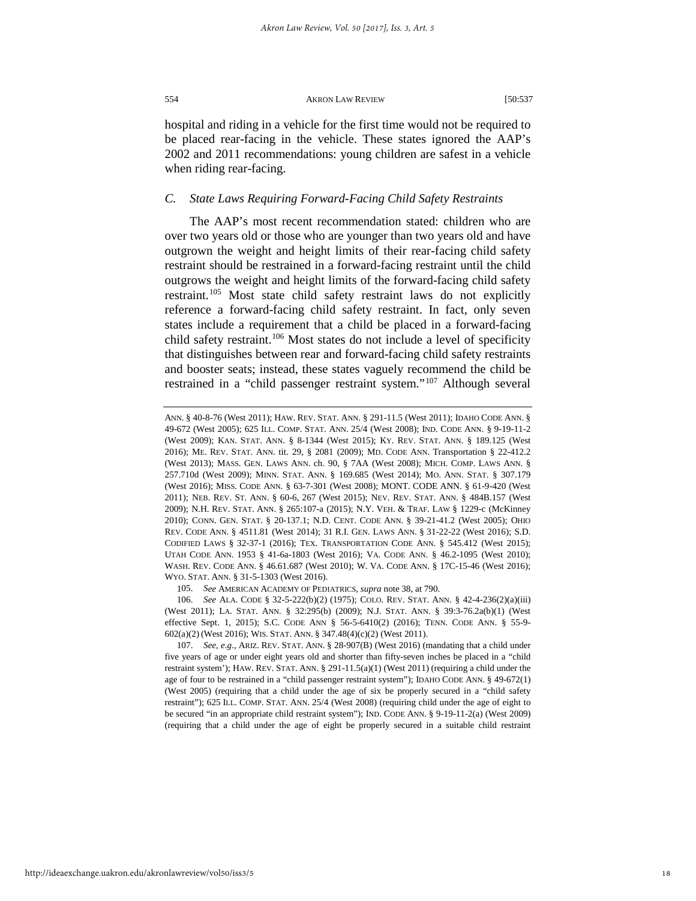hospital and riding in a vehicle for the first time would not be required to be placed rear-facing in the vehicle. These states ignored the AAP's 2002 and 2011 recommendations: young children are safest in a vehicle when riding rear-facing.

### *C. State Laws Requiring Forward-Facing Child Safety Restraints*

The AAP's most recent recommendation stated: children who are over two years old or those who are younger than two years old and have outgrown the weight and height limits of their rear-facing child safety restraint should be restrained in a forward-facing restraint until the child outgrows the weight and height limits of the forward-facing child safety restraint.[105] Most state child safety restraint laws do not explicitly reference a forward-facing child safety restraint. In fact, only seven states include a requirement that a child be placed in a forward-facing child safety restraint.[106] Most states do not include a level of specificity that distinguishes between rear and forward-facing child safety restraints and booster seats; instead, these states vaguely recommend the child be restrained in a "child passenger restraint system."[107] Although several

---

ANN. § 40-8-76 (West 2011); HAW. REV. STAT. ANN. § 291-11.5 (West 2011); IDAHO CODE ANN. § 49-672 (West 2005); 625 ILL. COMP. STAT. ANN. 25/4 (West 2008); IND. CODE ANN. § 9-19-11-2 (West 2009); KAN. STAT. ANN. § 8-1344 (West 2015); KY. REV. STAT. ANN. § 189.125 (West 2016); ME. REV. STAT. ANN. tit. 29, § 2081 (2009); MD. CODE ANN. Transportation § 22-412.2 (West 2013); MASS. GEN. LAWS ANN. ch. 90, § 7AA (West 2008); MICH. COMP. LAWS ANN. § 257.710d (West 2009); MINN. STAT. ANN. § 169.685 (West 2014); MO. ANN. STAT. § 307.179 (West 2016); MISS. CODE ANN. § 63-7-301 (West 2008); MONT. CODE ANN. § 61-9-420 (West 2011); NEB. REV. ST. ANN. § 60-6, 267 (West 2015); NEV. REV. STAT. ANN. § 484B.157 (West 2009); N.H. REV. STAT. ANN. § 265:107-a (2015); N.Y. VEH. & TRAF. LAW § 1229-c (McKinney 2010); CONN. GEN. STAT. § 20-137.1; N.D. CENT. CODE ANN. § 39-21-41.2 (West 2005); OHIO REV. CODE ANN. § 4511.81 (West 2014); 31 R.I. GEN. LAWS ANN. § 31-22-22 (West 2016); S.D. CODIFIED LAWS § 32-37-1 (2016); TEX. TRANSPORTATION CODE ANN. § 545.412 (West 2015); UTAH CODE ANN. 1953 § 41-6a-1803 (West 2016); VA. CODE ANN. § 46.2-1095 (West 2010); WASH. REV. CODE ANN. § 46.61.687 (West 2010); W. VA. CODE ANN. § 17C-15-46 (West 2016); WYO. STAT. ANN. § 31-5-1303 (West 2016).

105. *See* AMERICAN ACADEMY OF PEDIATRICS, *supra* note 38, at 790.

106. *See* ALA. CODE § 32-5-222(b)(2) (1975); COLO. REV. STAT. ANN. § 42-4-236(2)(a)(iii) (West 2011); LA. STAT. ANN. § 32:295(b) (2009); N.J. STAT. ANN. § 39:3-76.2a(b)(1) (West effective Sept. 1, 2015); S.C. CODE ANN § 56-5-6410(2) (2016); TENN. CODE ANN. § 55-9-602(a)(2) (West 2016); WIS. STAT. ANN. § 347.48(4)(c)(2) (West 2011).

107. *See, e.g.*, ARIZ. REV. STAT. ANN. § 28-907(B) (West 2016) (mandating that a child under five years of age or under eight years old and shorter than fifty-seven inches be placed in a "child restraint system'); HAW. REV. STAT. ANN. § 291-11.5(a)(1) (West 2011) (requiring a child under the age of four to be restrained in a "child passenger restraint system"); IDAHO CODE ANN. § 49-672(1) (West 2005) (requiring that a child under the age of six be properly secured in a "child safety restraint"); 625 ILL. COMP. STAT. ANN. 25/4 (West 2008) (requiring child under the age of eight to be secured "in an appropriate child restraint system"); IND. CODE ANN. § 9-19-11-2(a) (West 2009) (requiring that a child under the age of eight be properly secured in a suitable child restraint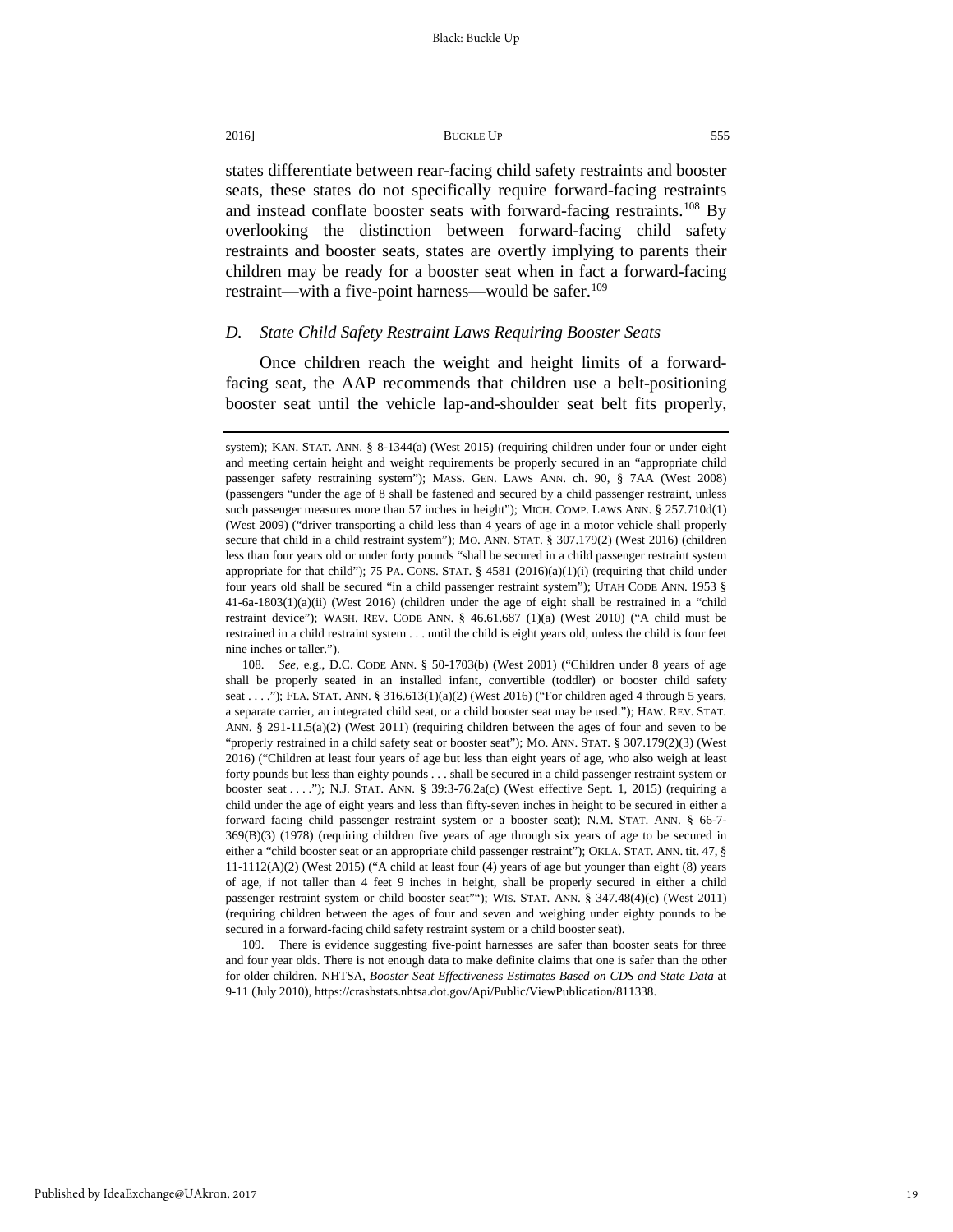states differentiate between rear-facing child safety restraints and booster seats, these states do not specifically require forward-facing restraints and instead conflate booster seats with forward-facing restraints.[108] By overlooking the distinction between forward-facing child safety restraints and booster seats, states are overtly implying to parents their children may be ready for a booster seat when in fact a forward-facing restraint—with a five-point harness—would be safer.[109]

### *D. State Child Safety Restraint Laws Requiring Booster Seats*

Once children reach the weight and height limits of a forward-facing seat, the AAP recommends that children use a belt-positioning booster seat until the vehicle lap-and-shoulder seat belt fits properly,

---

system); KAN. STAT. ANN. § 8-1344(a) (West 2015) (requiring children under four or under eight and meeting certain height and weight requirements be properly secured in an "appropriate child passenger safety restraining system"); MASS. GEN. LAWS ANN. ch. 90, § 7AA (West 2008) (passengers "under the age of 8 shall be fastened and secured by a child passenger restraint, unless such passenger measures more than 57 inches in height"); MICH. COMP. LAWS ANN. § 257.710d(1) (West 2009) ("driver transporting a child less than 4 years of age in a motor vehicle shall properly secure that child in a child restraint system"); MO. ANN. STAT. § 307.179(2) (West 2016) (children less than four years old or under forty pounds "shall be secured in a child passenger restraint system appropriate for that child"); 75 PA. CONS. STAT. § 4581 (2016)(a)(1)(i) (requiring that child under four years old shall be secured "in a child passenger restraint system"); UTAH CODE ANN. 1953 § 41-6a-1803(1)(a)(ii) (West 2016) (children under the age of eight shall be restrained in a "child restraint device"); WASH. REV. CODE ANN. § 46.61.687 (1)(a) (West 2010) ("A child must be restrained in a child restraint system . . . until the child is eight years old, unless the child is four feet nine inches or taller.").

108. *See*, e.g., D.C. CODE ANN. § 50-1703(b) (West 2001) ("Children under 8 years of age shall be properly seated in an installed infant, convertible (toddler) or booster child safety seat . . . ."); FLA. STAT. ANN. § 316.613(1)(a)(2) (West 2016) ("For children aged 4 through 5 years, a separate carrier, an integrated child seat, or a child booster seat may be used."); HAW. REV. STAT. ANN. § 291-11.5(a)(2) (West 2011) (requiring children between the ages of four and seven to be "properly restrained in a child safety seat or booster seat"); MO. ANN. STAT. § 307.179(2)(3) (West 2016) ("Children at least four years of age but less than eight years of age, who also weigh at least forty pounds but less than eighty pounds . . . shall be secured in a child passenger restraint system or booster seat . . . ."); N.J. STAT. ANN. § 39:3-76.2a(c) (West effective Sept. 1, 2015) (requiring a child under the age of eight years and less than fifty-seven inches in height to be secured in either a forward facing child passenger restraint system or a booster seat); N.M. STAT. ANN. § 66-7-369(B)(3) (1978) (requiring children five years of age through six years of age to be secured in either a "child booster seat or an appropriate child passenger restraint"); OKLA. STAT. ANN. tit. 47, § 11-1112(A)(2) (West 2015) ("A child at least four (4) years of age but younger than eight (8) years of age, if not taller than 4 feet 9 inches in height, shall be properly secured in either a child passenger restraint system or child booster seat"“); WIS. STAT. ANN. § 347.48(4)(c) (West 2011) (requiring children between the ages of four and seven and weighing under eighty pounds to be secured in a forward-facing child safety restraint system or a child booster seat).

109. There is evidence suggesting five-point harnesses are safer than booster seats for three and four year olds. There is not enough data to make definite claims that one is safer than the other for older children. NHTSA, *Booster Seat Effectiveness Estimates Based on CDS and State Data* at 9-11 (July 2010), https://crashstats.nhtsa.dot.gov/Api/Public/ViewPublication/811338.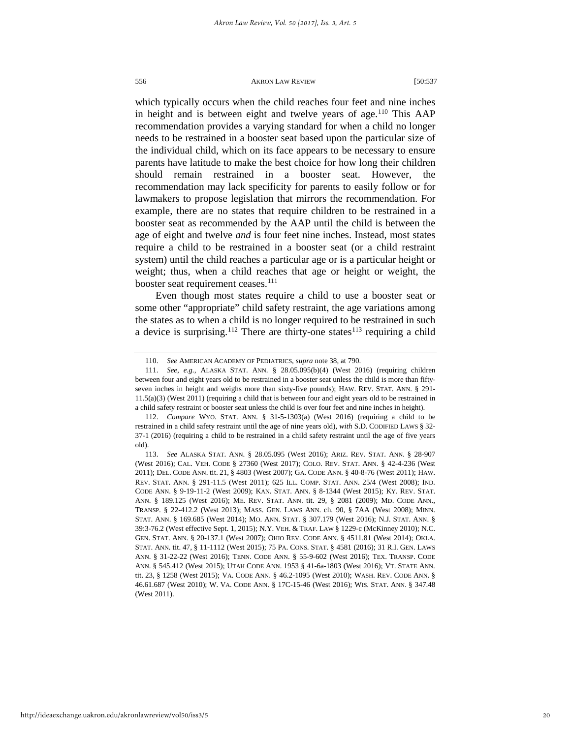which typically occurs when the child reaches four feet and nine inches in height and is between eight and twelve years of age.[110] This AAP recommendation provides a varying standard for when a child no longer needs to be restrained in a booster seat based upon the particular size of the individual child, which on its face appears to be necessary to ensure parents have latitude to make the best choice for how long their children should remain restrained in a booster seat. However, the recommendation may lack specificity for parents to easily follow or for lawmakers to propose legislation that mirrors the recommendation. For example, there are no states that require children to be restrained in a booster seat as recommended by the AAP until the child is between the age of eight and twelve *and* is four feet nine inches. Instead, most states require a child to be restrained in a booster seat (or a child restraint system) until the child reaches a particular age or is a particular height or weight; thus, when a child reaches that age or height or weight, the booster seat requirement ceases.[111]

Even though most states require a child to use a booster seat or some other "appropriate" child safety restraint, the age variations among the states as to when a child is no longer required to be restrained in such a device is surprising.[112] There are thirty-one states[113] requiring a child

---

110. *See* AMERICAN ACADEMY OF PEDIATRICS, *supra* note 38, at 790.

111. *See, e.g.*, ALASKA STAT. ANN. § 28.05.095(b)(4) (West 2016) (requiring children between four and eight years old to be restrained in a booster seat unless the child is more than fifty-seven inches in height and weighs more than sixty-five pounds); HAW. REV. STAT. ANN. § 291-11.5(a)(3) (West 2011) (requiring a child that is between four and eight years old to be restrained in a child safety restraint or booster seat unless the child is over four feet and nine inches in height).

112. *Compare* WYO. STAT. ANN. § 31-5-1303(a) (West 2016) (requiring a child to be restrained in a child safety restraint until the age of nine years old), *with* S.D. CODIFIED LAWS § 32-37-1 (2016) (requiring a child to be restrained in a child safety restraint until the age of five years old).

113. *See* ALASKA STAT. ANN. § 28.05.095 (West 2016); ARIZ. REV. STAT. ANN. § 28-907 (West 2016); CAL. VEH. CODE § 27360 (West 2017); COLO. REV. STAT. ANN. § 42-4-236 (West 2011); DEL. CODE ANN. tit. 21, § 4803 (West 2007); GA. CODE ANN. § 40-8-76 (West 2011); HAW. REV. STAT. ANN. § 291-11.5 (West 2011); 625 ILL. COMP. STAT. ANN. 25/4 (West 2008); IND. CODE ANN. § 9-19-11-2 (West 2009); KAN. STAT. ANN. § 8-1344 (West 2015); KY. REV. STAT. ANN. § 189.125 (West 2016); ME. REV. STAT. ANN. tit. 29, § 2081 (2009); MD. CODE ANN., TRANSP. § 22-412.2 (West 2013); MASS. GEN. LAWS ANN. ch. 90, § 7AA (West 2008); MINN. STAT. ANN. § 169.685 (West 2014); MO. ANN. STAT. § 307.179 (West 2016); N.J. STAT. ANN. § 39:3-76.2 (West effective Sept. 1, 2015); N.Y. VEH. & TRAF. LAW § 1229-c (McKinney 2010); N.C. GEN. STAT. ANN. § 20-137.1 (West 2007); OHIO REV. CODE ANN. § 4511.81 (West 2014); OKLA. STAT. ANN. tit. 47, § 11-1112 (West 2015); 75 PA. CONS. STAT. § 4581 (2016); 31 R.I. GEN. LAWS ANN. § 31-22-22 (West 2016); TENN. CODE ANN. § 55-9-602 (West 2016); TEX. TRANSP. CODE ANN. § 545.412 (West 2015); UTAH CODE ANN. 1953 § 41-6a-1803 (West 2016); VT. STATE ANN. tit. 23, § 1258 (West 2015); VA. CODE ANN. § 46.2-1095 (West 2010); WASH. REV. CODE ANN. § 46.61.687 (West 2010); W. VA. CODE ANN. § 17C-15-46 (West 2016); WIS. STAT. ANN. § 347.48 (West 2011).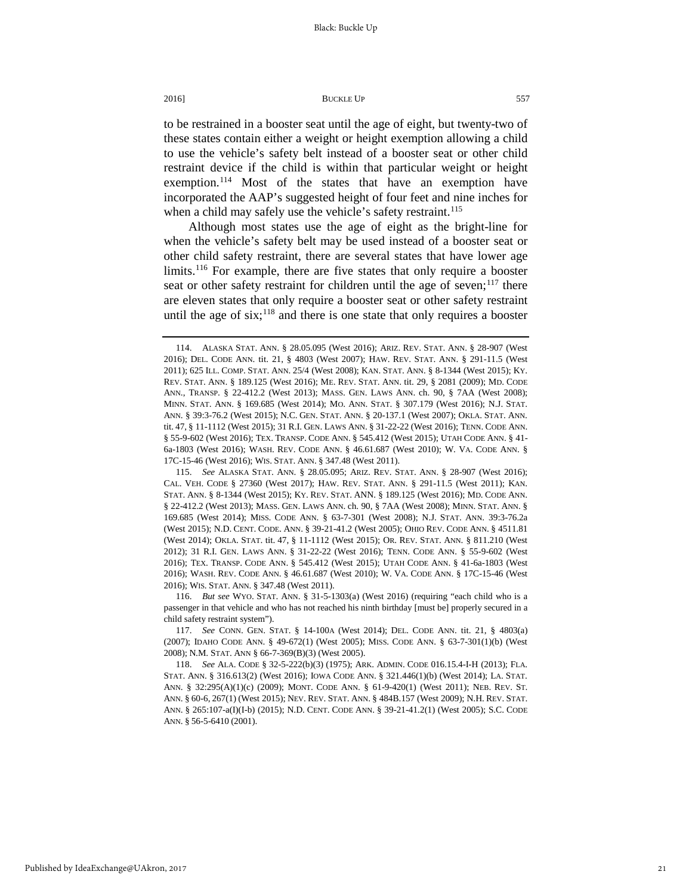to be restrained in a booster seat until the age of eight, but twenty-two of these states contain either a weight or height exemption allowing a child to use the vehicle's safety belt instead of a booster seat or other child restraint device if the child is within that particular weight or height exemption.[114] Most of the states that have an exemption have incorporated the AAP's suggested height of four feet and nine inches for when a child may safely use the vehicle's safety restraint.[115]

Although most states use the age of eight as the bright-line for when the vehicle's safety belt may be used instead of a booster seat or other child safety restraint, there are several states that have lower age limits.[116] For example, there are five states that only require a booster seat or other safety restraint for children until the age of seven;[117] there are eleven states that only require a booster seat or other safety restraint until the age of six;[118] and there is one state that only requires a booster

---

114. ALASKA STAT. ANN. § 28.05.095 (West 2016); ARIZ. REV. STAT. ANN. § 28-907 (West 2016); DEL. CODE ANN. tit. 21, § 4803 (West 2007); HAW. REV. STAT. ANN. § 291-11.5 (West 2011); 625 ILL. COMP. STAT. ANN. 25/4 (West 2008); KAN. STAT. ANN. § 8-1344 (West 2015); KY. REV. STAT. ANN. § 189.125 (West 2016); ME. REV. STAT. ANN. tit. 29, § 2081 (2009); MD. CODE ANN., TRANSP. § 22-412.2 (West 2013); MASS. GEN. LAWS ANN. ch. 90, § 7AA (West 2008); MINN. STAT. ANN. § 169.685 (West 2014); MO. ANN. STAT. § 307.179 (West 2016); N.J. STAT. ANN. § 39:3-76.2 (West 2015); N.C. GEN. STAT. ANN. § 20-137.1 (West 2007); OKLA. STAT. ANN. tit. 47, § 11-1112 (West 2015); 31 R.I. GEN. LAWS ANN. § 31-22-22 (West 2016); TENN. CODE ANN. § 55-9-602 (West 2016); TEX. TRANSP. CODE ANN. § 545.412 (West 2015); UTAH CODE ANN. § 41-6a-1803 (West 2016); WASH. REV. CODE ANN. § 46.61.687 (West 2010); W. VA. CODE ANN. § 17C-15-46 (West 2016); WIS. STAT. ANN. § 347.48 (West 2011).

115. *See* ALASKA STAT. ANN. § 28.05.095; ARIZ. REV. STAT. ANN. § 28-907 (West 2016); CAL. VEH. CODE § 27360 (West 2017); HAW. REV. STAT. ANN. § 291-11.5 (West 2011); KAN. STAT. ANN. § 8-1344 (West 2015); KY. REV. STAT. ANN. § 189.125 (West 2016); MD. CODE ANN. § 22-412.2 (West 2013); MASS. GEN. LAWS ANN. ch. 90, § 7AA (West 2008); MINN. STAT. ANN. § 169.685 (West 2014); MISS. CODE ANN. § 63-7-301 (West 2008); N.J. STAT. ANN. 39:3-76.2a (West 2015); N.D. CENT. CODE. ANN. § 39-21-41.2 (West 2005); OHIO REV. CODE ANN. § 4511.81 (West 2014); OKLA. STAT. tit. 47, § 11-1112 (West 2015); OR. REV. STAT. ANN. § 811.210 (West 2012); 31 R.I. GEN. LAWS ANN. § 31-22-22 (West 2016); TENN. CODE ANN. § 55-9-602 (West 2016); TEX. TRANSP. CODE ANN. § 545.412 (West 2015); UTAH CODE ANN. § 41-6a-1803 (West 2016); WASH. REV. CODE ANN. § 46.61.687 (West 2010); W. VA. CODE ANN. § 17C-15-46 (West 2016); WIS. STAT. ANN. § 347.48 (West 2011).

116. *But see* WYO. STAT. ANN. § 31-5-1303(a) (West 2016) (requiring "each child who is a passenger in that vehicle and who has not reached his ninth birthday [must be] properly secured in a child safety restraint system").

117. *See* CONN. GEN. STAT. § 14-100A (West 2014); DEL. CODE ANN. tit. 21, § 4803(a) (2007); IDAHO CODE ANN. § 49-672(1) (West 2005); MISS. CODE ANN. § 63-7-301(1)(b) (West 2008); N.M. STAT. ANN § 66-7-369(B)(3) (West 2005).

118. *See* ALA. CODE § 32-5-222(b)(3) (1975); ARK. ADMIN. CODE 016.15.4-I-H (2013); FLA. STAT. ANN. § 316.613(2) (West 2016); IOWA CODE ANN. § 321.446(1)(b) (West 2014); LA. STAT. ANN. § 32:295(A)(1)(c) (2009); MONT. CODE ANN. § 61-9-420(1) (West 2011); NEB. REV. ST. ANN. § 60-6, 267(1) (West 2015); NEV. REV. STAT. ANN. § 484B.157 (West 2009); N.H. REV. STAT. ANN. § 265:107-a(I)(I-b) (2015); N.D. CENT. CODE ANN. § 39-21-41.2(1) (West 2005); S.C. CODE ANN. § 56-5-6410 (2001).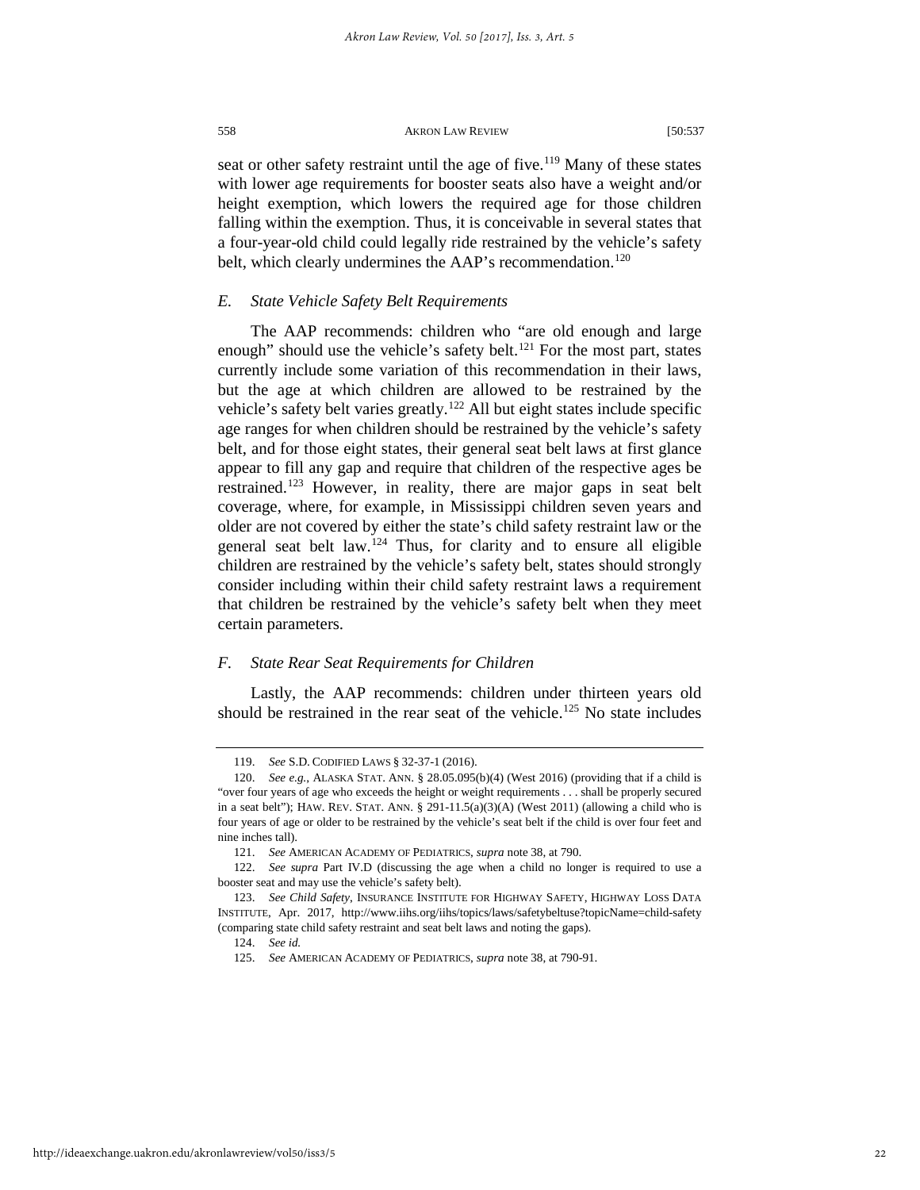seat or other safety restraint until the age of five.[119] Many of these states with lower age requirements for booster seats also have a weight and/or height exemption, which lowers the required age for those children falling within the exemption. Thus, it is conceivable in several states that a four-year-old child could legally ride restrained by the vehicle's safety belt, which clearly undermines the AAP's recommendation.[120]

### *E. State Vehicle Safety Belt Requirements*

The AAP recommends: children who "are old enough and large enough" should use the vehicle's safety belt.[121] For the most part, states currently include some variation of this recommendation in their laws, but the age at which children are allowed to be restrained by the vehicle's safety belt varies greatly.[122] All but eight states include specific age ranges for when children should be restrained by the vehicle's safety belt, and for those eight states, their general seat belt laws at first glance appear to fill any gap and require that children of the respective ages be restrained.[123] However, in reality, there are major gaps in seat belt coverage, where, for example, in Mississippi children seven years and older are not covered by either the state's child safety restraint law or the general seat belt law.[124] Thus, for clarity and to ensure all eligible children are restrained by the vehicle's safety belt, states should strongly consider including within their child safety restraint laws a requirement that children be restrained by the vehicle's safety belt when they meet certain parameters.

### *F. State Rear Seat Requirements for Children*

Lastly, the AAP recommends: children under thirteen years old should be restrained in the rear seat of the vehicle.[125] No state includes

---

119. *See* S.D. CODIFIED LAWS § 32-37-1 (2016).

120. *See e.g.*, ALASKA STAT. ANN. § 28.05.095(b)(4) (West 2016) (providing that if a child is "over four years of age who exceeds the height or weight requirements . . . shall be properly secured in a seat belt"); HAW. REV. STAT. ANN. § 291-11.5(a)(3)(A) (West 2011) (allowing a child who is four years of age or older to be restrained by the vehicle's seat belt if the child is over four feet and nine inches tall).

121. *See* AMERICAN ACADEMY OF PEDIATRICS, *supra* note 38, at 790.

122. *See supra* Part IV.D (discussing the age when a child no longer is required to use a booster seat and may use the vehicle's safety belt).

123. *See Child Safety*, INSURANCE INSTITUTE FOR HIGHWAY SAFETY, HIGHWAY LOSS DATA INSTITUTE, Apr. 2017, http://www.iihs.org/iihs/topics/laws/safetybeltuse?topicName=child-safety (comparing state child safety restraint and seat belt laws and noting the gaps).

124. *See id.*

125. *See* AMERICAN ACADEMY OF PEDIATRICS, *supra* note 38, at 790-91.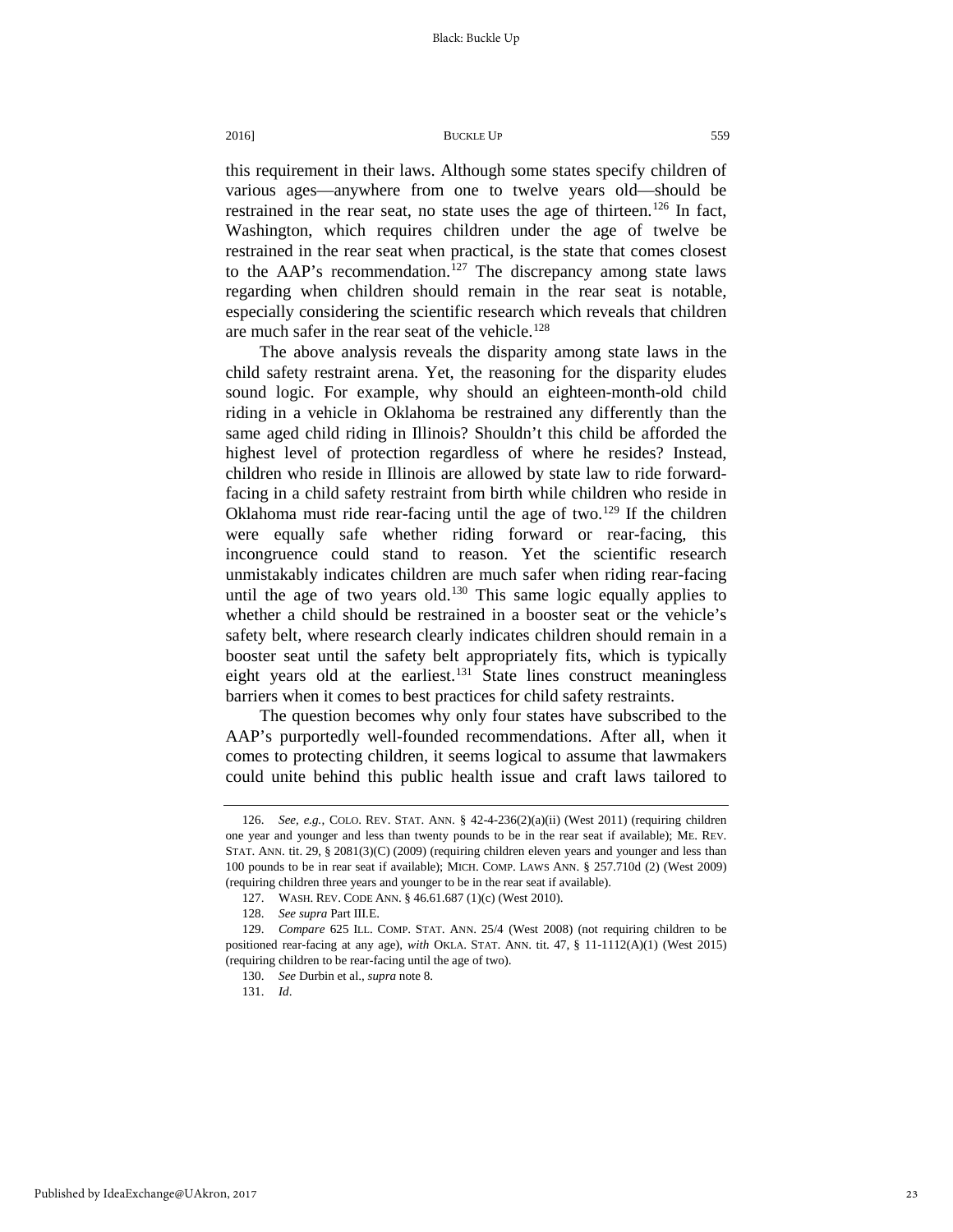this requirement in their laws. Although some states specify children of various ages—anywhere from one to twelve years old—should be restrained in the rear seat, no state uses the age of thirteen.[126] In fact, Washington, which requires children under the age of twelve be restrained in the rear seat when practical, is the state that comes closest to the AAP's recommendation.[127] The discrepancy among state laws regarding when children should remain in the rear seat is notable, especially considering the scientific research which reveals that children are much safer in the rear seat of the vehicle.[128]

The above analysis reveals the disparity among state laws in the child safety restraint arena. Yet, the reasoning for the disparity eludes sound logic. For example, why should an eighteen-month-old child riding in a vehicle in Oklahoma be restrained any differently than the same aged child riding in Illinois? Shouldn't this child be afforded the highest level of protection regardless of where he resides? Instead, children who reside in Illinois are allowed by state law to ride forward-facing in a child safety restraint from birth while children who reside in Oklahoma must ride rear-facing until the age of two.[129] If the children were equally safe whether riding forward or rear-facing, this incongruence could stand to reason. Yet the scientific research unmistakably indicates children are much safer when riding rear-facing until the age of two years old.[130] This same logic equally applies to whether a child should be restrained in a booster seat or the vehicle's safety belt, where research clearly indicates children should remain in a booster seat until the safety belt appropriately fits, which is typically eight years old at the earliest.[131] State lines construct meaningless barriers when it comes to best practices for child safety restraints.

The question becomes why only four states have subscribed to the AAP's purportedly well-founded recommendations. After all, when it comes to protecting children, it seems logical to assume that lawmakers could unite behind this public health issue and craft laws tailored to

---

126. *See, e.g.*, COLO. REV. STAT. ANN. § 42-4-236(2)(a)(ii) (West 2011) (requiring children one year and younger and less than twenty pounds to be in the rear seat if available); ME. REV. STAT. ANN. tit. 29, § 2081(3)(C) (2009) (requiring children eleven years and younger and less than 100 pounds to be in rear seat if available); MICH. COMP. LAWS ANN. § 257.710d (2) (West 2009) (requiring children three years and younger to be in the rear seat if available).

127. WASH. REV. CODE ANN. § 46.61.687 (1)(c) (West 2010).

128. *See supra* Part III.E.

129. *Compare* 625 ILL. COMP. STAT. ANN. 25/4 (West 2008) (not requiring children to be positioned rear-facing at any age), *with* OKLA. STAT. ANN. tit. 47, § 11-1112(A)(1) (West 2015) (requiring children to be rear-facing until the age of two).

130. *See* Durbin et al., *supra* note 8.

131. *Id*.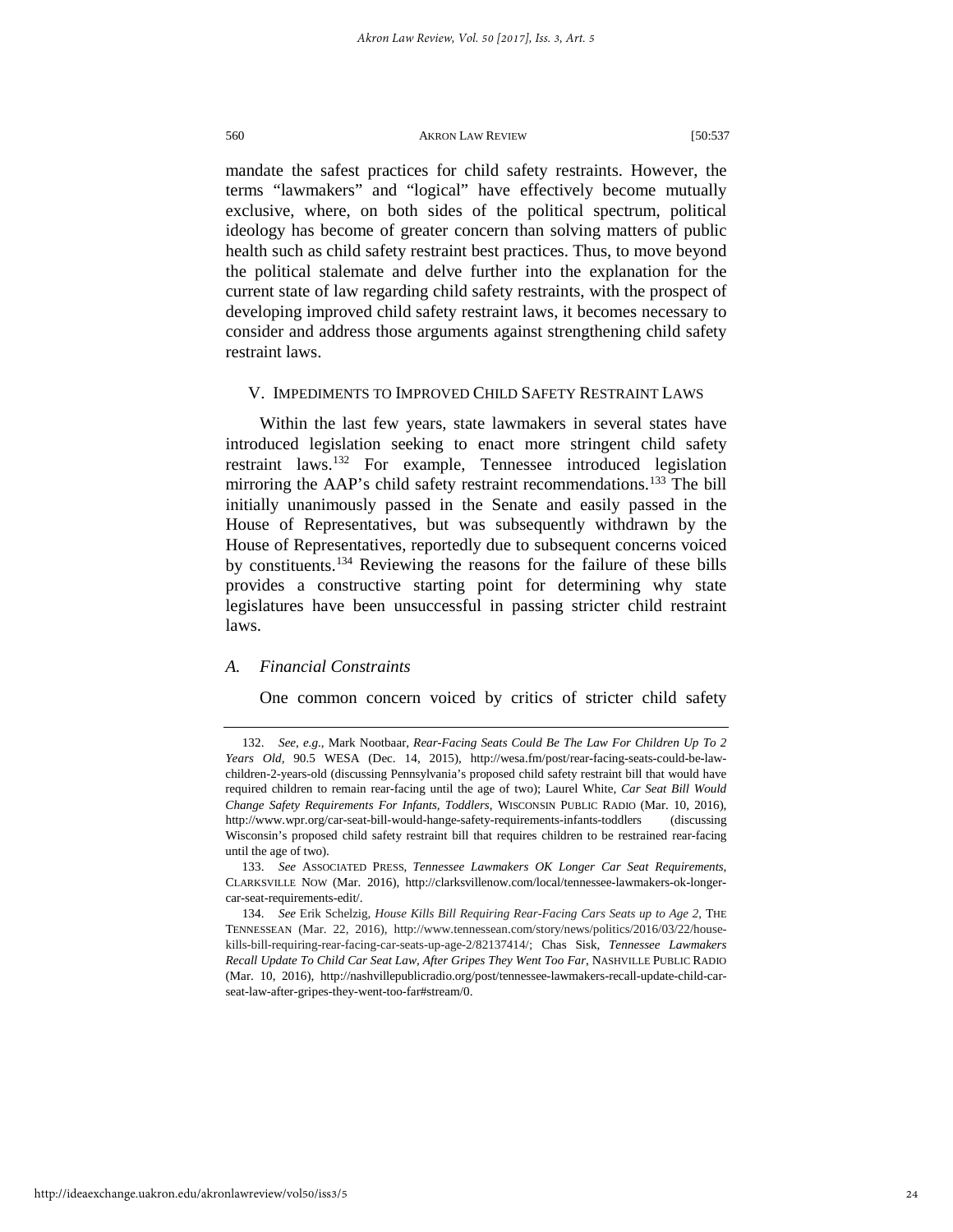mandate the safest practices for child safety restraints. However, the terms "lawmakers" and "logical" have effectively become mutually exclusive, where, on both sides of the political spectrum, political ideology has become of greater concern than solving matters of public health such as child safety restraint best practices. Thus, to move beyond the political stalemate and delve further into the explanation for the current state of law regarding child safety restraints, with the prospect of developing improved child safety restraint laws, it becomes necessary to consider and address those arguments against strengthening child safety restraint laws.

## V. IMPEDIMENTS TO IMPROVED CHILD SAFETY RESTRAINT LAWS

Within the last few years, state lawmakers in several states have introduced legislation seeking to enact more stringent child safety restraint laws.[132] For example, Tennessee introduced legislation mirroring the AAP's child safety restraint recommendations.[133] The bill initially unanimously passed in the Senate and easily passed in the House of Representatives, but was subsequently withdrawn by the House of Representatives, reportedly due to subsequent concerns voiced by constituents.[134] Reviewing the reasons for the failure of these bills provides a constructive starting point for determining why state legislatures have been unsuccessful in passing stricter child restraint laws.

### *A. Financial Constraints*

One common concern voiced by critics of stricter child safety

---

132. *See, e.g.*, Mark Nootbaar, *Rear-Facing Seats Could Be The Law For Children Up To 2 Years Old*, 90.5 WESA (Dec. 14, 2015), http://wesa.fm/post/rear-facing-seats-could-be-law-children-2-years-old (discussing Pennsylvania's proposed child safety restraint bill that would have required children to remain rear-facing until the age of two); Laurel White, *Car Seat Bill Would Change Safety Requirements For Infants, Toddlers*, WISCONSIN PUBLIC RADIO (Mar. 10, 2016), http://www.wpr.org/car-seat-bill-would-hange-safety-requirements-infants-toddlers (discussing Wisconsin's proposed child safety restraint bill that requires children to be restrained rear-facing until the age of two).

133. *See* ASSOCIATED PRESS, *Tennessee Lawmakers OK Longer Car Seat Requirements*, CLARKSVILLE NOW (Mar. 2016), http://clarksvillenow.com/local/tennessee-lawmakers-ok-longer-car-seat-requirements-edit/.

134. *See* Erik Schelzig, *House Kills Bill Requiring Rear-Facing Cars Seats up to Age 2*, THE TENNESSEAN (Mar. 22, 2016), http://www.tennessean.com/story/news/politics/2016/03/22/house-kills-bill-requiring-rear-facing-car-seats-up-age-2/82137414/; Chas Sisk, *Tennessee Lawmakers Recall Update To Child Car Seat Law, After Gripes They Went Too Far*, NASHVILLE PUBLIC RADIO (Mar. 10, 2016), http://nashvillepublicradio.org/post/tennessee-lawmakers-recall-update-child-car-seat-law-after-gripes-they-went-too-far#stream/0.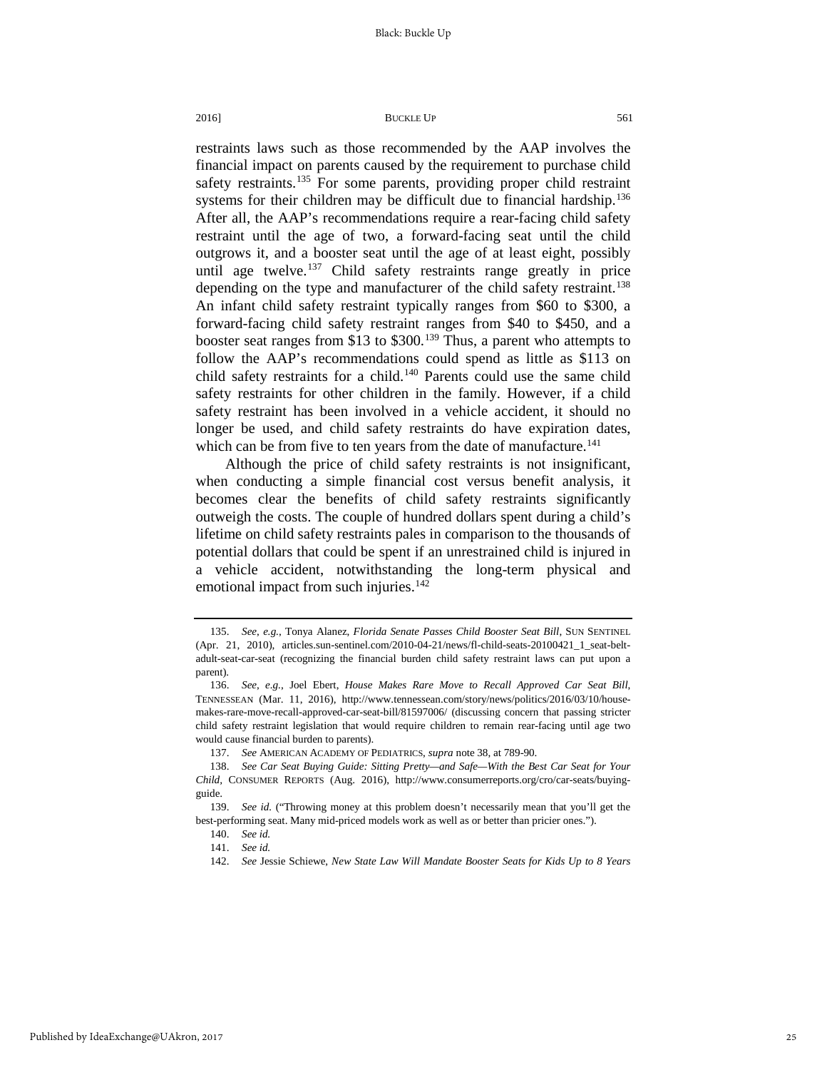restraints laws such as those recommended by the AAP involves the financial impact on parents caused by the requirement to purchase child safety restraints.[135] For some parents, providing proper child restraint systems for their children may be difficult due to financial hardship.[136] After all, the AAP's recommendations require a rear-facing child safety restraint until the age of two, a forward-facing seat until the child outgrows it, and a booster seat until the age of at least eight, possibly until age twelve.[137] Child safety restraints range greatly in price depending on the type and manufacturer of the child safety restraint.[138] An infant child safety restraint typically ranges from $60 to $300, a forward-facing child safety restraint ranges from $40 to $450, and a booster seat ranges from $13 to $300.[139] Thus, a parent who attempts to follow the AAP's recommendations could spend as little as $113 on child safety restraints for a child.[140] Parents could use the same child safety restraints for other children in the family. However, if a child safety restraint has been involved in a vehicle accident, it should no longer be used, and child safety restraints do have expiration dates, which can be from five to ten years from the date of manufacture.[141]

Although the price of child safety restraints is not insignificant, when conducting a simple financial cost versus benefit analysis, it becomes clear the benefits of child safety restraints significantly outweigh the costs. The couple of hundred dollars spent during a child's lifetime on child safety restraints pales in comparison to the thousands of potential dollars that could be spent if an unrestrained child is injured in a vehicle accident, notwithstanding the long-term physical and emotional impact from such injuries.[142]

---

135. *See, e.g.*, Tonya Alanez, *Florida Senate Passes Child Booster Seat Bill*, SUN SENTINEL (Apr. 21, 2010), articles.sun-sentinel.com/2010-04-21/news/fl-child-seats-20100421_1_seat-belt-adult-seat-car-seat (recognizing the financial burden child safety restraint laws can put upon a parent).

136. *See, e.g.*, Joel Ebert, *House Makes Rare Move to Recall Approved Car Seat Bill*, TENNESSEAN (Mar. 11, 2016), http://www.tennessean.com/story/news/politics/2016/03/10/house-makes-rare-move-recall-approved-car-seat-bill/81597006/ (discussing concern that passing stricter child safety restraint legislation that would require children to remain rear-facing until age two would cause financial burden to parents).

137. *See* AMERICAN ACADEMY OF PEDIATRICS, *supra* note 38, at 789-90.

138. *See Car Seat Buying Guide: Sitting Pretty—and Safe—With the Best Car Seat for Your Child*, CONSUMER REPORTS (Aug. 2016), http://www.consumerreports.org/cro/car-seats/buying-guide.

139. *See id.* ("Throwing money at this problem doesn't necessarily mean that you'll get the best-performing seat. Many mid-priced models work as well as or better than pricier ones.").

140. *See id.*

141. *See id.*

142. *See* Jessie Schiewe, *New State Law Will Mandate Booster Seats for Kids Up to 8 Years*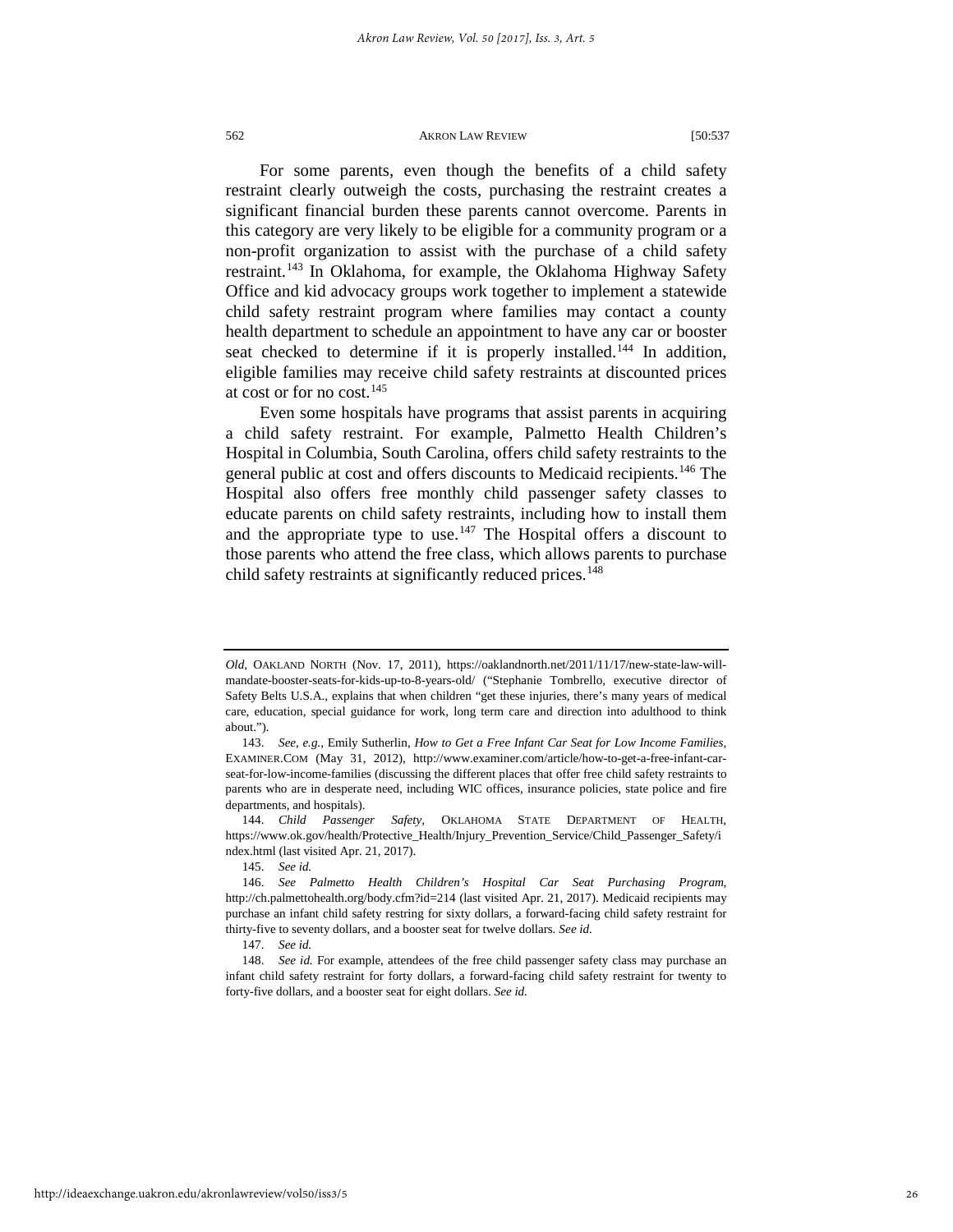For some parents, even though the benefits of a child safety restraint clearly outweigh the costs, purchasing the restraint creates a significant financial burden these parents cannot overcome. Parents in this category are very likely to be eligible for a community program or a non-profit organization to assist with the purchase of a child safety restraint.[143] In Oklahoma, for example, the Oklahoma Highway Safety Office and kid advocacy groups work together to implement a statewide child safety restraint program where families may contact a county health department to schedule an appointment to have any car or booster seat checked to determine if it is properly installed.[144] In addition, eligible families may receive child safety restraints at discounted prices at cost or for no cost.[145]

Even some hospitals have programs that assist parents in acquiring a child safety restraint. For example, Palmetto Health Children's Hospital in Columbia, South Carolina, offers child safety restraints to the general public at cost and offers discounts to Medicaid recipients.[146] The Hospital also offers free monthly child passenger safety classes to educate parents on child safety restraints, including how to install them and the appropriate type to use.[147] The Hospital offers a discount to those parents who attend the free class, which allows parents to purchase child safety restraints at significantly reduced prices.[148]

---

*Old*, OAKLAND NORTH (Nov. 17, 2011), https://oaklandnorth.net/2011/11/17/new-state-law-will-mandate-booster-seats-for-kids-up-to-8-years-old/ ("Stephanie Tombrello, executive director of Safety Belts U.S.A., explains that when children "get these injuries, there's many years of medical care, education, special guidance for work, long term care and direction into adulthood to think about.").

143. *See, e.g.*, Emily Sutherlin, *How to Get a Free Infant Car Seat for Low Income Families*, EXAMINER.COM (May 31, 2012), http://www.examiner.com/article/how-to-get-a-free-infant-car-seat-for-low-income-families (discussing the different places that offer free child safety restraints to parents who are in desperate need, including WIC offices, insurance policies, state police and fire departments, and hospitals).

144. *Child Passenger Safety*, OKLAHOMA STATE DEPARTMENT OF HEALTH, https://www.ok.gov/health/Protective_Health/Injury_Prevention_Service/Child_Passenger_Safety/index.html (last visited Apr. 21, 2017).

145. *See id.*

146. *See Palmetto Health Children's Hospital Car Seat Purchasing Program*, http://ch.palmettohealth.org/body.cfm?id=214 (last visited Apr. 21, 2017). Medicaid recipients may purchase an infant child safety restring for sixty dollars, a forward-facing child safety restraint for thirty-five to seventy dollars, and a booster seat for twelve dollars. *See id.*

147. *See id.*

148. *See id.* For example, attendees of the free child passenger safety class may purchase an infant child safety restraint for forty dollars, a forward-facing child safety restraint for twenty to forty-five dollars, and a booster seat for eight dollars. *See id.*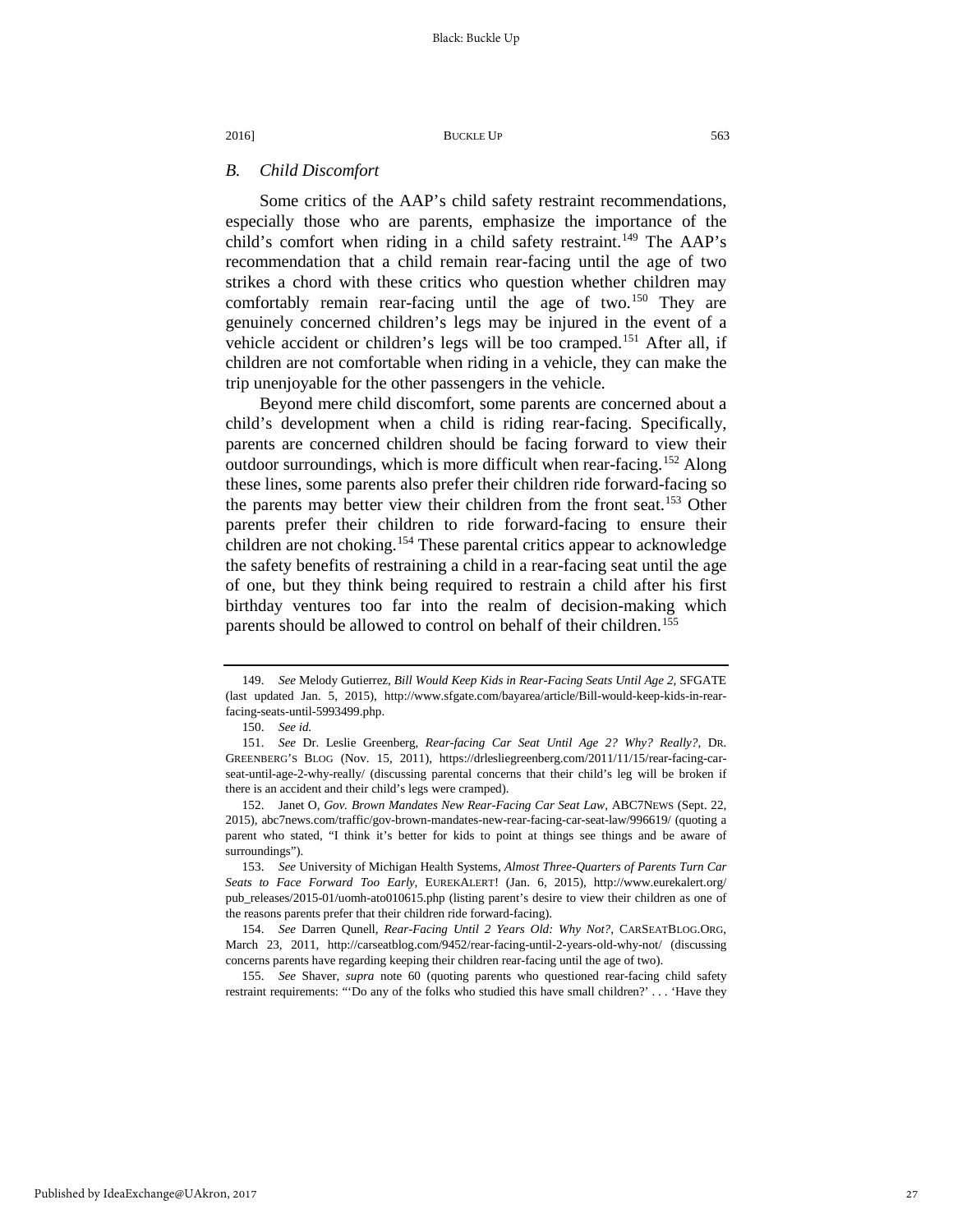### *B. Child Discomfort*

Some critics of the AAP's child safety restraint recommendations, especially those who are parents, emphasize the importance of the child's comfort when riding in a child safety restraint.[149] The AAP's recommendation that a child remain rear-facing until the age of two strikes a chord with these critics who question whether children may comfortably remain rear-facing until the age of two.[150] They are genuinely concerned children's legs may be injured in the event of a vehicle accident or children's legs will be too cramped.[151] After all, if children are not comfortable when riding in a vehicle, they can make the trip unenjoyable for the other passengers in the vehicle.

Beyond mere child discomfort, some parents are concerned about a child's development when a child is riding rear-facing. Specifically, parents are concerned children should be facing forward to view their outdoor surroundings, which is more difficult when rear-facing.[152] Along these lines, some parents also prefer their children ride forward-facing so the parents may better view their children from the front seat.[153] Other parents prefer their children to ride forward-facing to ensure their children are not choking.[154] These parental critics appear to acknowledge the safety benefits of restraining a child in a rear-facing seat until the age of one, but they think being required to restrain a child after his first birthday ventures too far into the realm of decision-making which parents should be allowed to control on behalf of their children.[155]

---

149. *See* Melody Gutierrez, *Bill Would Keep Kids in Rear-Facing Seats Until Age 2*, SFGATE (last updated Jan. 5, 2015), http://www.sfgate.com/bayarea/article/Bill-would-keep-kids-in-rear-facing-seats-until-5993499.php.

150. *See id.*

151. *See* Dr. Leslie Greenberg, *Rear-facing Car Seat Until Age 2? Why? Really?*, DR. GREENBERG'S BLOG (Nov. 15, 2011), https://drlesliegreenberg.com/2011/11/15/rear-facing-car-seat-until-age-2-why-really/ (discussing parental concerns that their child's leg will be broken if there is an accident and their child's legs were cramped).

152. Janet O, *Gov. Brown Mandates New Rear-Facing Car Seat Law*, ABC7NEWS (Sept. 22, 2015), abc7news.com/traffic/gov-brown-mandates-new-rear-facing-car-seat-law/996619/ (quoting a parent who stated, "I think it's better for kids to point at things see things and be aware of surroundings").

153. *See* University of Michigan Health Systems, *Almost Three-Quarters of Parents Turn Car Seats to Face Forward Too Early*, EUREKALERT! (Jan. 6, 2015), http://www.eurekalert.org/pub_releases/2015-01/uomh-ato010615.php (listing parent's desire to view their children as one of the reasons parents prefer that their children ride forward-facing).

154. *See* Darren Qunell, *Rear-Facing Until 2 Years Old: Why Not?*, CARSEATBLOG.ORG, March 23, 2011, http://carseatblog.com/9452/rear-facing-until-2-years-old-why-not/ (discussing concerns parents have regarding keeping their children rear-facing until the age of two).

155. *See* Shaver, *supra* note 60 (quoting parents who questioned rear-facing child safety restraint requirements: "'Do any of the folks who studied this have small children?' . . . 'Have they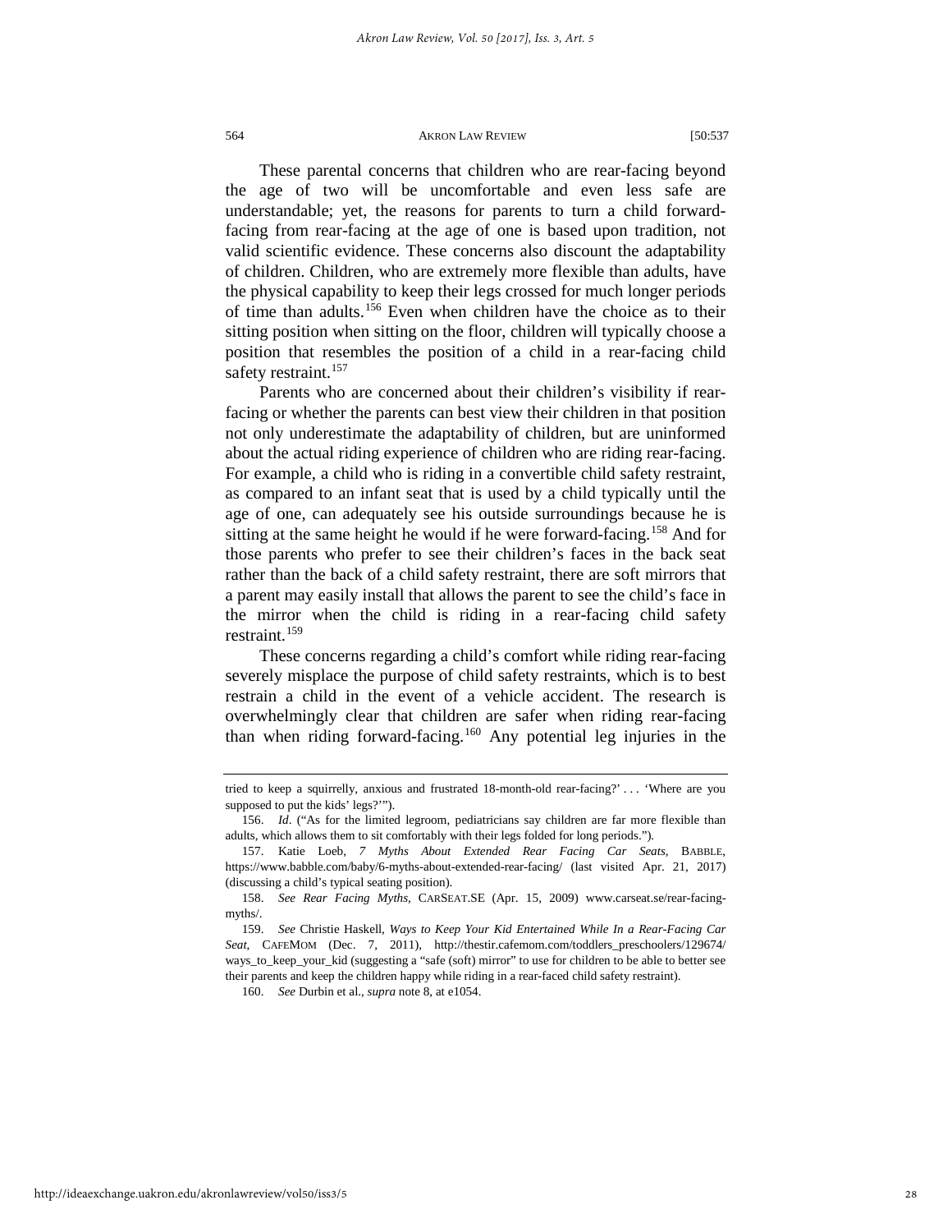These parental concerns that children who are rear-facing beyond the age of two will be uncomfortable and even less safe are understandable; yet, the reasons for parents to turn a child forward-facing from rear-facing at the age of one is based upon tradition, not valid scientific evidence. These concerns also discount the adaptability of children. Children, who are extremely more flexible than adults, have the physical capability to keep their legs crossed for much longer periods of time than adults.[156] Even when children have the choice as to their sitting position when sitting on the floor, children will typically choose a position that resembles the position of a child in a rear-facing child safety restraint.[157]

Parents who are concerned about their children's visibility if rear-facing or whether the parents can best view their children in that position not only underestimate the adaptability of children, but are uninformed about the actual riding experience of children who are riding rear-facing. For example, a child who is riding in a convertible child safety restraint, as compared to an infant seat that is used by a child typically until the age of one, can adequately see his outside surroundings because he is sitting at the same height he would if he were forward-facing.[158] And for those parents who prefer to see their children's faces in the back seat rather than the back of a child safety restraint, there are soft mirrors that a parent may easily install that allows the parent to see the child's face in the mirror when the child is riding in a rear-facing child safety restraint.[159]

These concerns regarding a child's comfort while riding rear-facing severely misplace the purpose of child safety restraints, which is to best restrain a child in the event of a vehicle accident. The research is overwhelmingly clear that children are safer when riding rear-facing than when riding forward-facing.[160] Any potential leg injuries in the

---

tried to keep a squirrelly, anxious and frustrated 18-month-old rear-facing?' . . . 'Where are you supposed to put the kids' legs?'").

156. *Id*. ("As for the limited legroom, pediatricians say children are far more flexible than adults, which allows them to sit comfortably with their legs folded for long periods.").

157. Katie Loeb, *7 Myths About Extended Rear Facing Car Seats*, BABBLE, https://www.babble.com/baby/6-myths-about-extended-rear-facing/ (last visited Apr. 21, 2017) (discussing a child's typical seating position).

158. *See Rear Facing Myths*, CARSEAT.SE (Apr. 15, 2009) www.carseat.se/rear-facing-myths/.

159. *See* Christie Haskell, *Ways to Keep Your Kid Entertained While In a Rear-Facing Car Seat*, CAFEMOM (Dec. 7, 2011), http://thestir.cafemom.com/toddlers_preschoolers/129674/ways_to_keep_your_kid (suggesting a "safe (soft) mirror" to use for children to be able to better see their parents and keep the children happy while riding in a rear-faced child safety restraint).

160. *See* Durbin et al., *supra* note 8, at e1054.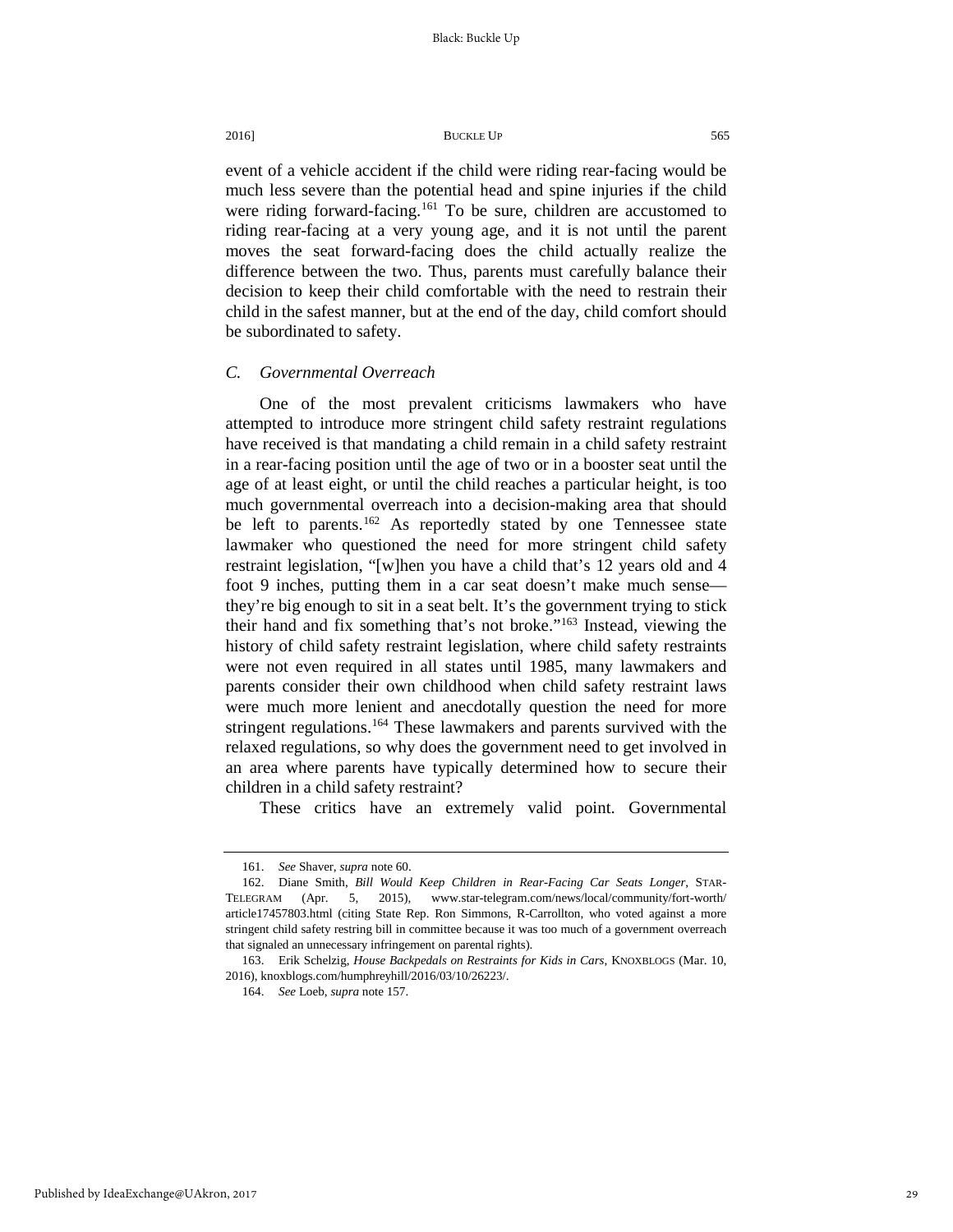event of a vehicle accident if the child were riding rear-facing would be much less severe than the potential head and spine injuries if the child were riding forward-facing.[161] To be sure, children are accustomed to riding rear-facing at a very young age, and it is not until the parent moves the seat forward-facing does the child actually realize the difference between the two. Thus, parents must carefully balance their decision to keep their child comfortable with the need to restrain their child in the safest manner, but at the end of the day, child comfort should be subordinated to safety.

### *C. Governmental Overreach*

One of the most prevalent criticisms lawmakers who have attempted to introduce more stringent child safety restraint regulations have received is that mandating a child remain in a child safety restraint in a rear-facing position until the age of two or in a booster seat until the age of at least eight, or until the child reaches a particular height, is too much governmental overreach into a decision-making area that should be left to parents.[162] As reportedly stated by one Tennessee state lawmaker who questioned the need for more stringent child safety restraint legislation, "[w]hen you have a child that's 12 years old and 4 foot 9 inches, putting them in a car seat doesn't make much sense—they're big enough to sit in a seat belt. It's the government trying to stick their hand and fix something that's not broke."[163] Instead, viewing the history of child safety restraint legislation, where child safety restraints were not even required in all states until 1985, many lawmakers and parents consider their own childhood when child safety restraint laws were much more lenient and anecdotally question the need for more stringent regulations.[164] These lawmakers and parents survived with the relaxed regulations, so why does the government need to get involved in an area where parents have typically determined how to secure their children in a child safety restraint?

These critics have an extremely valid point. Governmental

---

161. *See* Shaver, *supra* note 60.

162. Diane Smith, *Bill Would Keep Children in Rear-Facing Car Seats Longer*, STAR-TELEGRAM (Apr. 5, 2015), www.star-telegram.com/news/local/community/fort-worth/article17457803.html (citing State Rep. Ron Simmons, R-Carrollton, who voted against a more stringent child safety restring bill in committee because it was too much of a government overreach that signaled an unnecessary infringement on parental rights).

163. Erik Schelzig, *House Backpedals on Restraints for Kids in Cars*, KNOXBLOGS (Mar. 10, 2016), knoxblogs.com/humphreyhill/2016/03/10/26223/.

164. *See* Loeb, *supra* note 157.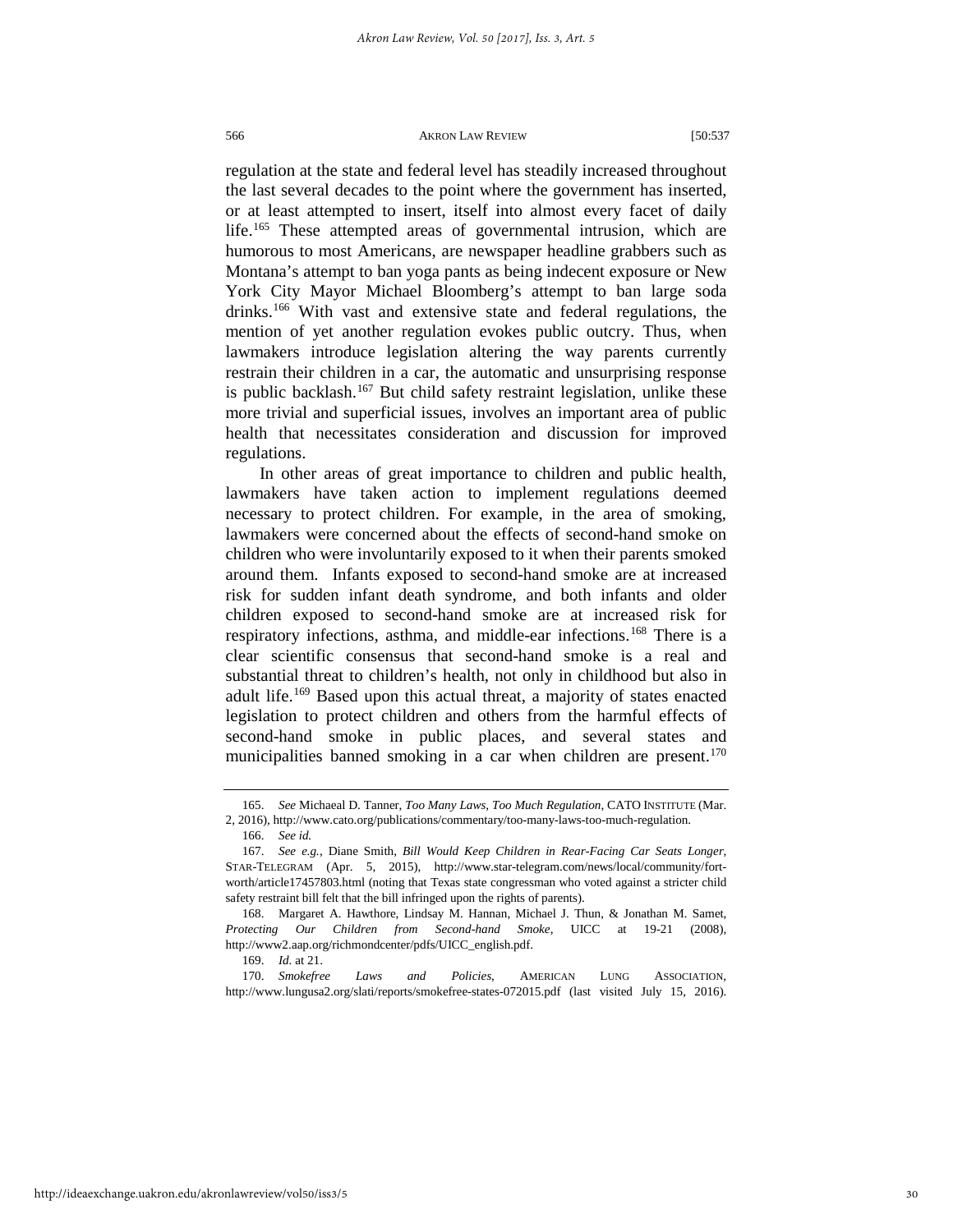regulation at the state and federal level has steadily increased throughout the last several decades to the point where the government has inserted, or at least attempted to insert, itself into almost every facet of daily life.[165] These attempted areas of governmental intrusion, which are humorous to most Americans, are newspaper headline grabbers such as Montana's attempt to ban yoga pants as being indecent exposure or New York City Mayor Michael Bloomberg's attempt to ban large soda drinks.[166] With vast and extensive state and federal regulations, the mention of yet another regulation evokes public outcry. Thus, when lawmakers introduce legislation altering the way parents currently restrain their children in a car, the automatic and unsurprising response is public backlash.[167] But child safety restraint legislation, unlike these more trivial and superficial issues, involves an important area of public health that necessitates consideration and discussion for improved regulations.

In other areas of great importance to children and public health, lawmakers have taken action to implement regulations deemed necessary to protect children. For example, in the area of smoking, lawmakers were concerned about the effects of second-hand smoke on children who were involuntarily exposed to it when their parents smoked around them. Infants exposed to second-hand smoke are at increased risk for sudden infant death syndrome, and both infants and older children exposed to second-hand smoke are at increased risk for respiratory infections, asthma, and middle-ear infections.[168] There is a clear scientific consensus that second-hand smoke is a real and substantial threat to children's health, not only in childhood but also in adult life.[169] Based upon this actual threat, a majority of states enacted legislation to protect children and others from the harmful effects of second-hand smoke in public places, and several states and municipalities banned smoking in a car when children are present.[170]

---

165. *See* Michaeal D. Tanner, *Too Many Laws, Too Much Regulation*, CATO INSTITUTE (Mar. 2, 2016), http://www.cato.org/publications/commentary/too-many-laws-too-much-regulation.

166. *See id.*

167. *See e.g.*, Diane Smith, *Bill Would Keep Children in Rear-Facing Car Seats Longer*, STAR-TELEGRAM (Apr. 5, 2015), http://www.star-telegram.com/news/local/community/fort-worth/article17457803.html (noting that Texas state congressman who voted against a stricter child safety restraint bill felt that the bill infringed upon the rights of parents).

168. Margaret A. Hawthore, Lindsay M. Hannan, Michael J. Thun, & Jonathan M. Samet, *Protecting Our Children from Second-hand Smoke*, UICC at 19-21 (2008), http://www2.aap.org/richmondcenter/pdfs/UICC_english.pdf.

169. *Id.* at 21.

170. *Smokefree Laws and Policies*, AMERICAN LUNG ASSOCIATION, http://www.lungusa2.org/slati/reports/smokefree-states-072015.pdf (last visited July 15, 2016).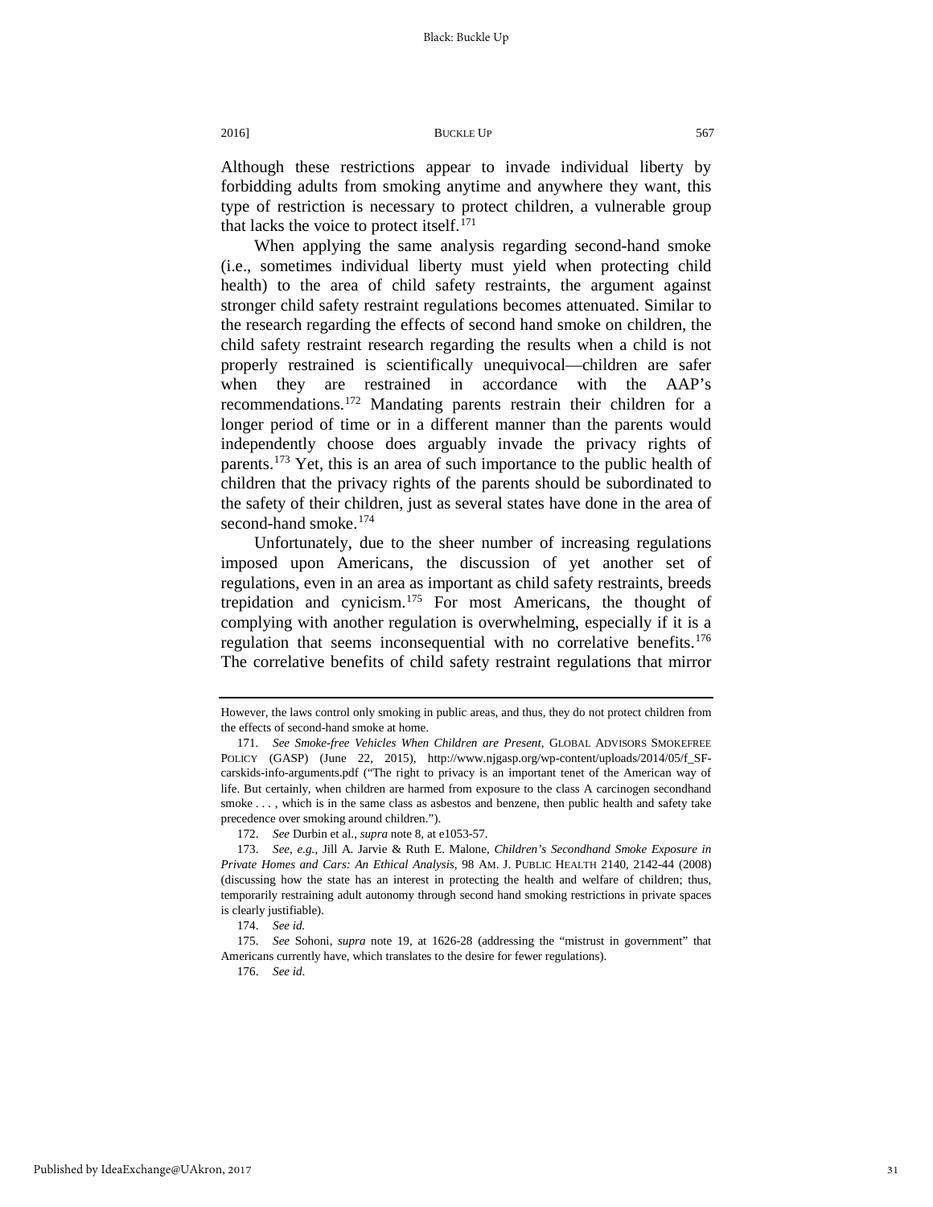Although these restrictions appear to invade individual liberty by forbidding adults from smoking anytime and anywhere they want, this type of restriction is necessary to protect children, a vulnerable group that lacks the voice to protect itself.[171]

When applying the same analysis regarding second-hand smoke (i.e., sometimes individual liberty must yield when protecting child health) to the area of child safety restraints, the argument against stronger child safety restraint regulations becomes attenuated. Similar to the research regarding the effects of second hand smoke on children, the child safety restraint research regarding the results when a child is not properly restrained is scientifically unequivocal—children are safer when they are restrained in accordance with the AAP's recommendations.[172] Mandating parents restrain their children for a longer period of time or in a different manner than the parents would independently choose does arguably invade the privacy rights of parents.[173] Yet, this is an area of such importance to the public health of children that the privacy rights of the parents should be subordinated to the safety of their children, just as several states have done in the area of second-hand smoke.[174]

Unfortunately, due to the sheer number of increasing regulations imposed upon Americans, the discussion of yet another set of regulations, even in an area as important as child safety restraints, breeds trepidation and cynicism.[175] For most Americans, the thought of complying with another regulation is overwhelming, especially if it is a regulation that seems inconsequential with no correlative benefits.[176] The correlative benefits of child safety restraint regulations that mirror

---

However, the laws control only smoking in public areas, and thus, they do not protect children from the effects of second-hand smoke at home.

171. *See Smoke-free Vehicles When Children are Present*, GLOBAL ADVISORS SMOKEFREE POLICY (GASP) (June 22, 2015), http://www.njgasp.org/wp-content/uploads/2014/05/f_SF-carskids-info-arguments.pdf ("The right to privacy is an important tenet of the American way of life. But certainly, when children are harmed from exposure to the class A carcinogen secondhand smoke . . . , which is in the same class as asbestos and benzene, then public health and safety take precedence over smoking around children.").

172. *See* Durbin et al., *supra* note 8, at e1053-57.

173. *See, e.g.*, Jill A. Jarvie & Ruth E. Malone, *Children's Secondhand Smoke Exposure in Private Homes and Cars: An Ethical Analysis*, 98 AM. J. PUBLIC HEALTH 2140, 2142-44 (2008) (discussing how the state has an interest in protecting the health and welfare of children; thus, temporarily restraining adult autonomy through second hand smoking restrictions in private spaces is clearly justifiable).

174. *See id.*

175. *See* Sohoni, *supra* note 19, at 1626-28 (addressing the "mistrust in government" that Americans currently have, which translates to the desire for fewer regulations).

176. *See id.*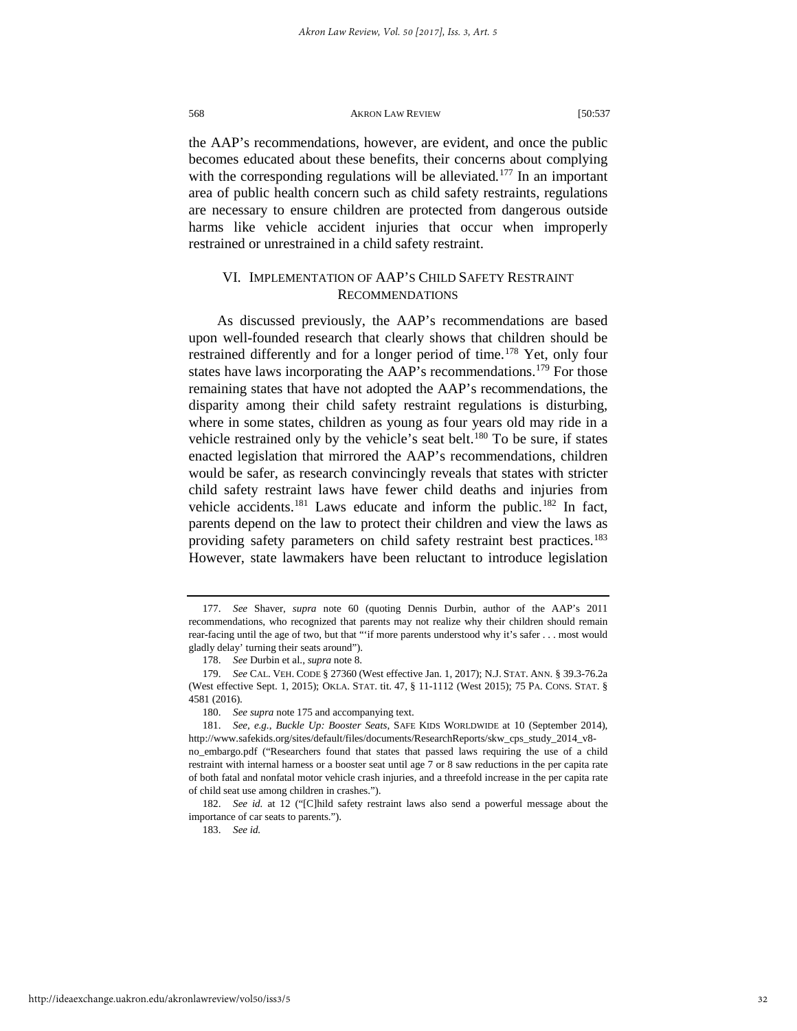the AAP's recommendations, however, are evident, and once the public becomes educated about these benefits, their concerns about complying with the corresponding regulations will be alleviated.[177] In an important area of public health concern such as child safety restraints, regulations are necessary to ensure children are protected from dangerous outside harms like vehicle accident injuries that occur when improperly restrained or unrestrained in a child safety restraint.

## VI. IMPLEMENTATION OF AAP'S CHILD SAFETY RESTRAINT RECOMMENDATIONS

As discussed previously, the AAP's recommendations are based upon well-founded research that clearly shows that children should be restrained differently and for a longer period of time.[178] Yet, only four states have laws incorporating the AAP's recommendations.[179] For those remaining states that have not adopted the AAP's recommendations, the disparity among their child safety restraint regulations is disturbing, where in some states, children as young as four years old may ride in a vehicle restrained only by the vehicle's seat belt.[180] To be sure, if states enacted legislation that mirrored the AAP's recommendations, children would be safer, as research convincingly reveals that states with stricter child safety restraint laws have fewer child deaths and injuries from vehicle accidents.[181] Laws educate and inform the public.[182] In fact, parents depend on the law to protect their children and view the laws as providing safety parameters on child safety restraint best practices.[183] However, state lawmakers have been reluctant to introduce legislation

---

177. *See* Shaver, *supra* note 60 (quoting Dennis Durbin, author of the AAP's 2011 recommendations, who recognized that parents may not realize why their children should remain rear-facing until the age of two, but that "'if more parents understood why it's safer . . . most would gladly delay' turning their seats around").

178. *See* Durbin et al., *supra* note 8.

179. *See* CAL. VEH. CODE § 27360 (West effective Jan. 1, 2017); N.J. STAT. ANN. § 39.3-76.2a (West effective Sept. 1, 2015); OKLA. STAT. tit. 47, § 11-1112 (West 2015); 75 PA. CONS. STAT. § 4581 (2016).

180. *See supra* note 175 and accompanying text.

181. *See, e.g.*, *Buckle Up: Booster Seats*, SAFE KIDS WORLDWIDE at 10 (September 2014), http://www.safekids.org/sites/default/files/documents/ResearchReports/skw_cps_study_2014_v8-no_embargo.pdf ("Researchers found that states that passed laws requiring the use of a child restraint with internal harness or a booster seat until age 7 or 8 saw reductions in the per capita rate of both fatal and nonfatal motor vehicle crash injuries, and a threefold increase in the per capita rate of child seat use among children in crashes.").

182. *See id.* at 12 ("[C]hild safety restraint laws also send a powerful message about the importance of car seats to parents.").

183. *See id.*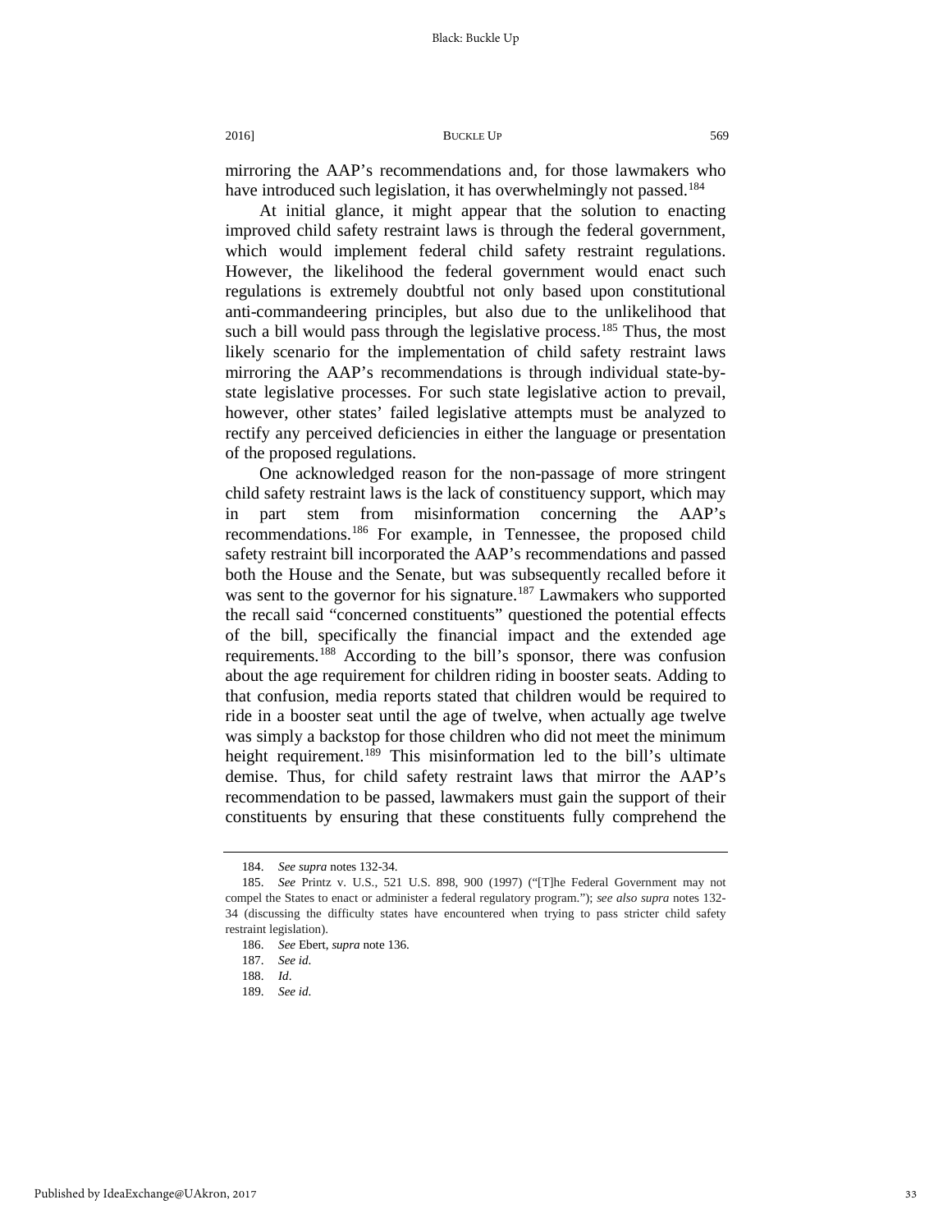mirroring the AAP's recommendations and, for those lawmakers who have introduced such legislation, it has overwhelmingly not passed.[184]

At initial glance, it might appear that the solution to enacting improved child safety restraint laws is through the federal government, which would implement federal child safety restraint regulations. However, the likelihood the federal government would enact such regulations is extremely doubtful not only based upon constitutional anti-commandeering principles, but also due to the unlikelihood that such a bill would pass through the legislative process.[185] Thus, the most likely scenario for the implementation of child safety restraint laws mirroring the AAP's recommendations is through individual state-by-state legislative processes. For such state legislative action to prevail, however, other states' failed legislative attempts must be analyzed to rectify any perceived deficiencies in either the language or presentation of the proposed regulations.

One acknowledged reason for the non-passage of more stringent child safety restraint laws is the lack of constituency support, which may in part stem from misinformation concerning the AAP's recommendations.[186] For example, in Tennessee, the proposed child safety restraint bill incorporated the AAP's recommendations and passed both the House and the Senate, but was subsequently recalled before it was sent to the governor for his signature.[187] Lawmakers who supported the recall said "concerned constituents" questioned the potential effects of the bill, specifically the financial impact and the extended age requirements.[188] According to the bill's sponsor, there was confusion about the age requirement for children riding in booster seats. Adding to that confusion, media reports stated that children would be required to ride in a booster seat until the age of twelve, when actually age twelve was simply a backstop for those children who did not meet the minimum height requirement.[189] This misinformation led to the bill's ultimate demise. Thus, for child safety restraint laws that mirror the AAP's recommendation to be passed, lawmakers must gain the support of their constituents by ensuring that these constituents fully comprehend the

---

184. *See supra* notes 132-34.

185. *See* Printz v. U.S., 521 U.S. 898, 900 (1997) ("[T]he Federal Government may not compel the States to enact or administer a federal regulatory program."); *see also supra* notes 132-34 (discussing the difficulty states have encountered when trying to pass stricter child safety restraint legislation).

186. *See* Ebert, *supra* note 136.

187. *See id.*

188. *Id*.

189. *See id.*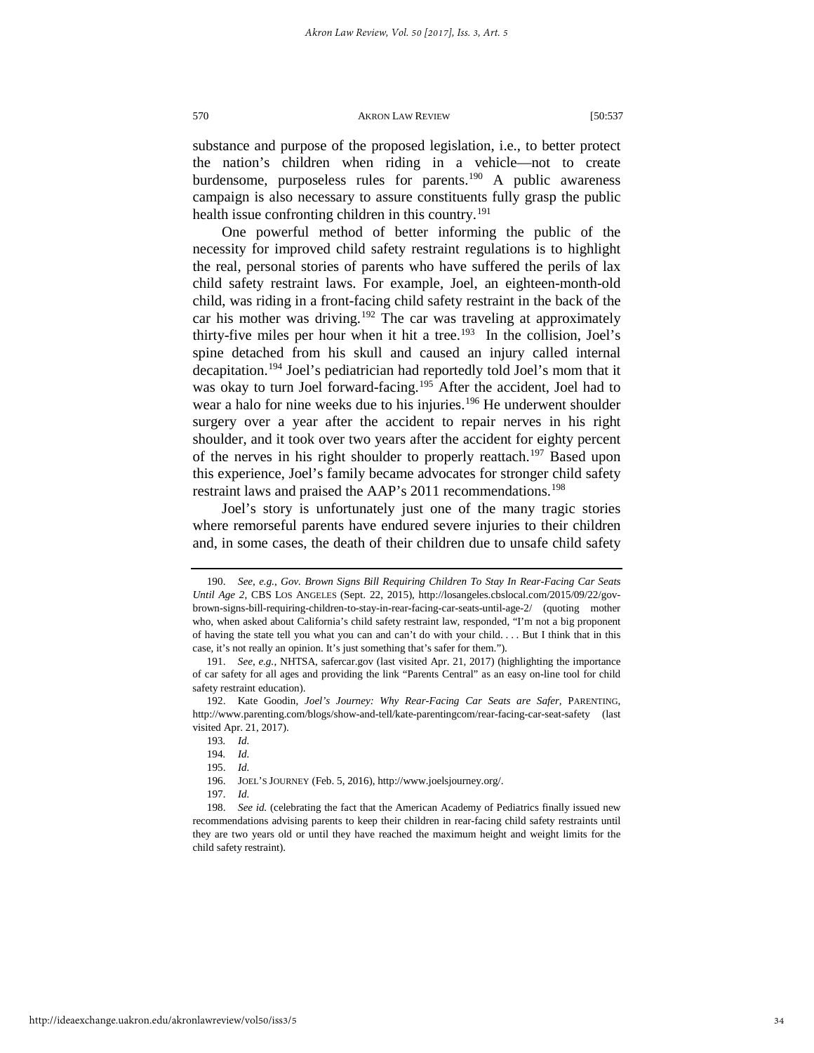substance and purpose of the proposed legislation, i.e., to better protect the nation's children when riding in a vehicle—not to create burdensome, purposeless rules for parents.[190] A public awareness campaign is also necessary to assure constituents fully grasp the public health issue confronting children in this country.[191]

One powerful method of better informing the public of the necessity for improved child safety restraint regulations is to highlight the real, personal stories of parents who have suffered the perils of lax child safety restraint laws. For example, Joel, an eighteen-month-old child, was riding in a front-facing child safety restraint in the back of the car his mother was driving.[192] The car was traveling at approximately thirty-five miles per hour when it hit a tree.[193] In the collision, Joel's spine detached from his skull and caused an injury called internal decapitation.[194] Joel's pediatrician had reportedly told Joel's mom that it was okay to turn Joel forward-facing.[195] After the accident, Joel had to wear a halo for nine weeks due to his injuries.[196] He underwent shoulder surgery over a year after the accident to repair nerves in his right shoulder, and it took over two years after the accident for eighty percent of the nerves in his right shoulder to properly reattach.[197] Based upon this experience, Joel's family became advocates for stronger child safety restraint laws and praised the AAP's 2011 recommendations.[198]

Joel's story is unfortunately just one of the many tragic stories where remorseful parents have endured severe injuries to their children and, in some cases, the death of their children due to unsafe child safety

---

190. *See, e.g.*, *Gov. Brown Signs Bill Requiring Children To Stay In Rear-Facing Car Seats Until Age 2*, CBS LOS ANGELES (Sept. 22, 2015), http://losangeles.cbslocal.com/2015/09/22/gov-brown-signs-bill-requiring-children-to-stay-in-rear-facing-car-seats-until-age-2/ (quoting mother who, when asked about California's child safety restraint law, responded, "I'm not a big proponent of having the state tell you what you can and can't do with your child. . . . But I think that in this case, it's not really an opinion. It's just something that's safer for them.").

191. *See, e.g.*, NHTSA, safercar.gov (last visited Apr. 21, 2017) (highlighting the importance of car safety for all ages and providing the link "Parents Central" as an easy on-line tool for child safety restraint education).

192. Kate Goodin, *Joel's Journey: Why Rear-Facing Car Seats are Safer*, PARENTING, http://www.parenting.com/blogs/show-and-tell/kate-parentingcom/rear-facing-car-seat-safety (last visited Apr. 21, 2017).

193. *Id.*

194. *Id.*

195. *Id.*

196. JOEL'S JOURNEY (Feb. 5, 2016), http://www.joelsjourney.org/.

197. *Id.*

198. *See id.* (celebrating the fact that the American Academy of Pediatrics finally issued new recommendations advising parents to keep their children in rear-facing child safety restraints until they are two years old or until they have reached the maximum height and weight limits for the child safety restraint).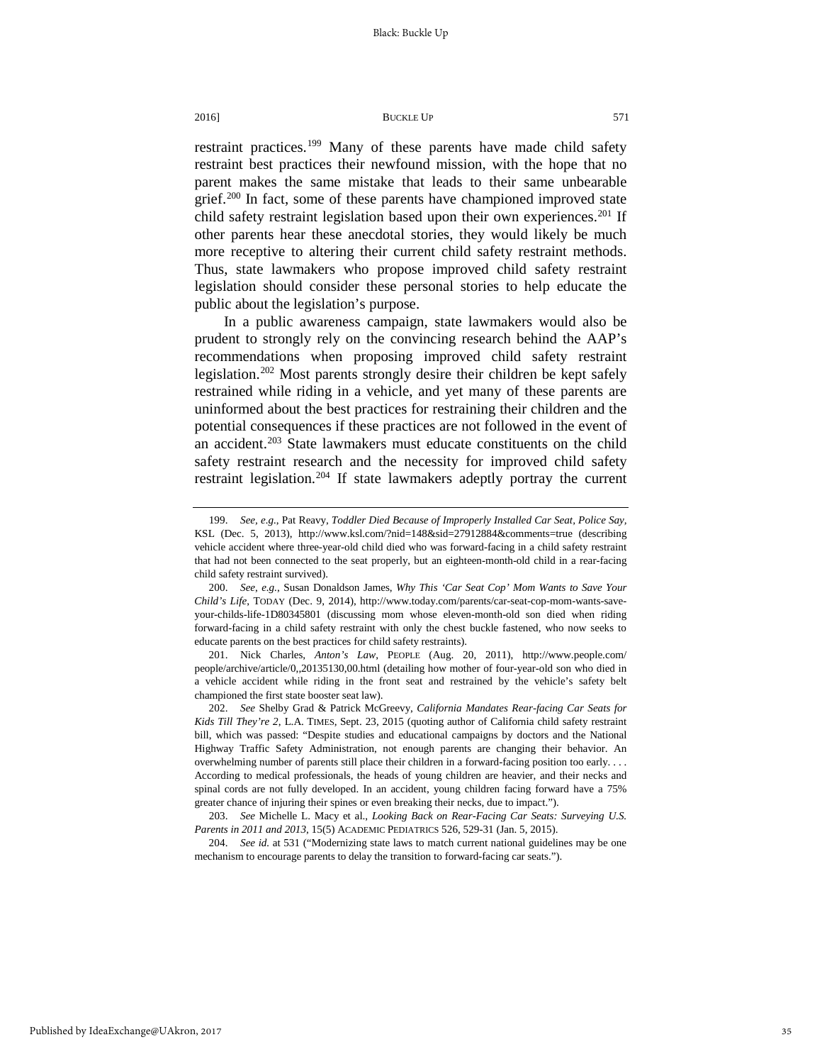restraint practices.[199] Many of these parents have made child safety restraint best practices their newfound mission, with the hope that no parent makes the same mistake that leads to their same unbearable grief.[200] In fact, some of these parents have championed improved state child safety restraint legislation based upon their own experiences.[201] If other parents hear these anecdotal stories, they would likely be much more receptive to altering their current child safety restraint methods. Thus, state lawmakers who propose improved child safety restraint legislation should consider these personal stories to help educate the public about the legislation's purpose.

In a public awareness campaign, state lawmakers would also be prudent to strongly rely on the convincing research behind the AAP's recommendations when proposing improved child safety restraint legislation.[202] Most parents strongly desire their children be kept safely restrained while riding in a vehicle, and yet many of these parents are uninformed about the best practices for restraining their children and the potential consequences if these practices are not followed in the event of an accident.[203] State lawmakers must educate constituents on the child safety restraint research and the necessity for improved child safety restraint legislation.[204] If state lawmakers adeptly portray the current

---

199. *See, e.g.*, Pat Reavy, *Toddler Died Because of Improperly Installed Car Seat, Police Say*, KSL (Dec. 5, 2013), http://www.ksl.com/?nid=148&sid=27912884&comments=true (describing vehicle accident where three-year-old child died who was forward-facing in a child safety restraint that had not been connected to the seat properly, but an eighteen-month-old child in a rear-facing child safety restraint survived).

200. *See, e.g.*, Susan Donaldson James, *Why This 'Car Seat Cop' Mom Wants to Save Your Child's Life*, TODAY (Dec. 9, 2014), http://www.today.com/parents/car-seat-cop-mom-wants-save-your-childs-life-1D80345801 (discussing mom whose eleven-month-old son died when riding forward-facing in a child safety restraint with only the chest buckle fastened, who now seeks to educate parents on the best practices for child safety restraints).

201. Nick Charles, *Anton's Law*, PEOPLE (Aug. 20, 2011), http://www.people.com/people/archive/article/0,,20135130,00.html (detailing how mother of four-year-old son who died in a vehicle accident while riding in the front seat and restrained by the vehicle's safety belt championed the first state booster seat law).

202. *See* Shelby Grad & Patrick McGreevy, *California Mandates Rear-facing Car Seats for Kids Till They're 2*, L.A. TIMES, Sept. 23, 2015 (quoting author of California child safety restraint bill, which was passed: "Despite studies and educational campaigns by doctors and the National Highway Traffic Safety Administration, not enough parents are changing their behavior. An overwhelming number of parents still place their children in a forward-facing position too early. . . . According to medical professionals, the heads of young children are heavier, and their necks and spinal cords are not fully developed. In an accident, young children facing forward have a 75% greater chance of injuring their spines or even breaking their necks, due to impact.").

203. *See* Michelle L. Macy et al., *Looking Back on Rear-Facing Car Seats: Surveying U.S. Parents in 2011 and 2013*, 15(5) ACADEMIC PEDIATRICS 526, 529-31 (Jan. 5, 2015).

204. *See id.* at 531 ("Modernizing state laws to match current national guidelines may be one mechanism to encourage parents to delay the transition to forward-facing car seats.").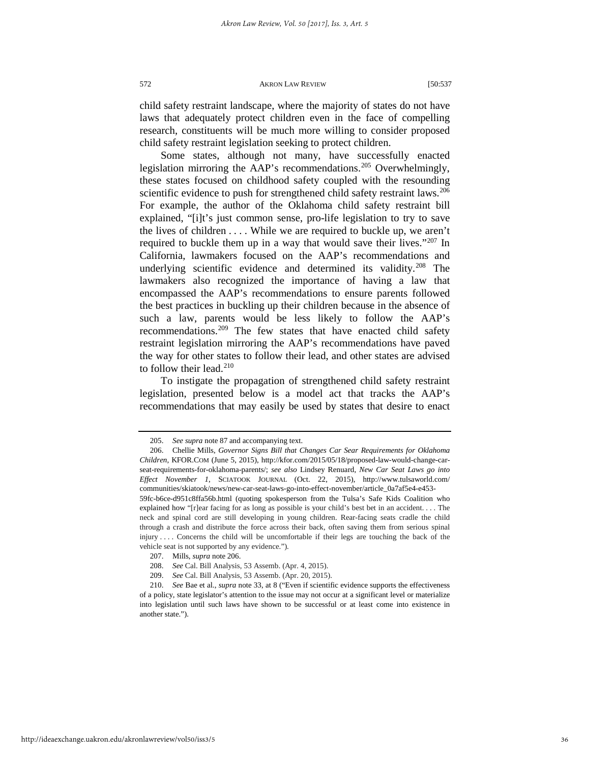child safety restraint landscape, where the majority of states do not have laws that adequately protect children even in the face of compelling research, constituents will be much more willing to consider proposed child safety restraint legislation seeking to protect children.

Some states, although not many, have successfully enacted legislation mirroring the AAP's recommendations.[205] Overwhelmingly, these states focused on childhood safety coupled with the resounding scientific evidence to push for strengthened child safety restraint laws.[206] For example, the author of the Oklahoma child safety restraint bill explained, "[i]t's just common sense, pro-life legislation to try to save the lives of children . . . . While we are required to buckle up, we aren't required to buckle them up in a way that would save their lives."[207] In California, lawmakers focused on the AAP's recommendations and underlying scientific evidence and determined its validity.[208] The lawmakers also recognized the importance of having a law that encompassed the AAP's recommendations to ensure parents followed the best practices in buckling up their children because in the absence of such a law, parents would be less likely to follow the AAP's recommendations.[209] The few states that have enacted child safety restraint legislation mirroring the AAP's recommendations have paved the way for other states to follow their lead, and other states are advised to follow their lead.[210]

To instigate the propagation of strengthened child safety restraint legislation, presented below is a model act that tracks the AAP's recommendations that may easily be used by states that desire to enact

---

205. *See supra* note 87 and accompanying text.

206. Chellie Mills, *Governor Signs Bill that Changes Car Sear Requirements for Oklahoma Children*, KFOR.COM (June 5, 2015), http://kfor.com/2015/05/18/proposed-law-would-change-car-seat-requirements-for-oklahoma-parents/; *see also* Lindsey Renuard, *New Car Seat Laws go into Effect November 1*, SCIATOOK JOURNAL (Oct. 22, 2015), http://www.tulsaworld.com/communities/skiatook/news/new-car-seat-laws-go-into-effect-november/article_0a7af5e4-e453-59fc-b6ce-d951c8ffa56b.html (quoting spokesperson from the Tulsa's Safe Kids Coalition who explained how "[r]ear facing for as long as possible is your child's best bet in an accident. . . . The neck and spinal cord are still developing in young children. Rear-facing seats cradle the child through a crash and distribute the force across their back, often saving them from serious spinal injury . . . . Concerns the child will be uncomfortable if their legs are touching the back of the vehicle seat is not supported by any evidence.").

207. Mills, *supra* note 206.

208. *See* Cal. Bill Analysis, 53 Assemb. (Apr. 4, 2015).

209. *See* Cal. Bill Analysis, 53 Assemb. (Apr. 20, 2015).

210. *See* Bae et al., *supra* note 33, at 8 ("Even if scientific evidence supports the effectiveness of a policy, state legislator's attention to the issue may not occur at a significant level or materialize into legislation until such laws have shown to be successful or at least come into existence in another state.").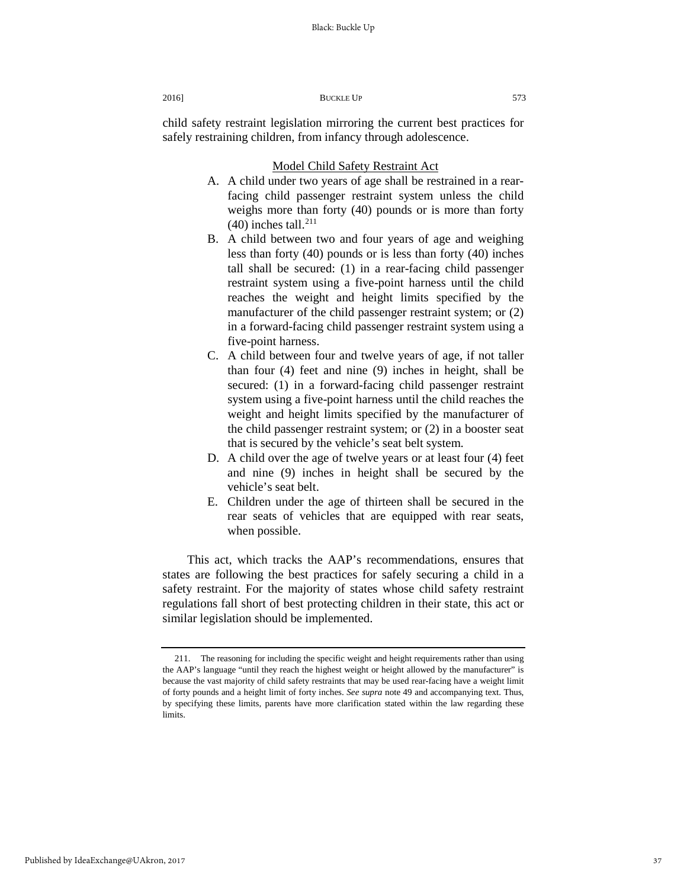child safety restraint legislation mirroring the current best practices for safely restraining children, from infancy through adolescence.

<u>Model Child Safety Restraint Act</u>

A. A child under two years of age shall be restrained in a rear-facing child passenger restraint system unless the child weighs more than forty (40) pounds or is more than forty (40) inches tall.[211]

B. A child between two and four years of age and weighing less than forty (40) pounds or is less than forty (40) inches tall shall be secured: (1) in a rear-facing child passenger restraint system using a five-point harness until the child reaches the weight and height limits specified by the manufacturer of the child passenger restraint system; or (2) in a forward-facing child passenger restraint system using a five-point harness.

C. A child between four and twelve years of age, if not taller than four (4) feet and nine (9) inches in height, shall be secured: (1) in a forward-facing child passenger restraint system using a five-point harness until the child reaches the weight and height limits specified by the manufacturer of the child passenger restraint system; or (2) in a booster seat that is secured by the vehicle's seat belt system.

D. A child over the age of twelve years or at least four (4) feet and nine (9) inches in height shall be secured by the vehicle's seat belt.

E. Children under the age of thirteen shall be secured in the rear seats of vehicles that are equipped with rear seats, when possible.

This act, which tracks the AAP's recommendations, ensures that states are following the best practices for safely securing a child in a safety restraint. For the majority of states whose child safety restraint regulations fall short of best protecting children in their state, this act or similar legislation should be implemented.

---

211. The reasoning for including the specific weight and height requirements rather than using the AAP's language "until they reach the highest weight or height allowed by the manufacturer" is because the vast majority of child safety restraints that may be used rear-facing have a weight limit of forty pounds and a height limit of forty inches. *See supra* note 49 and accompanying text. Thus, by specifying these limits, parents have more clarification stated within the law regarding these limits.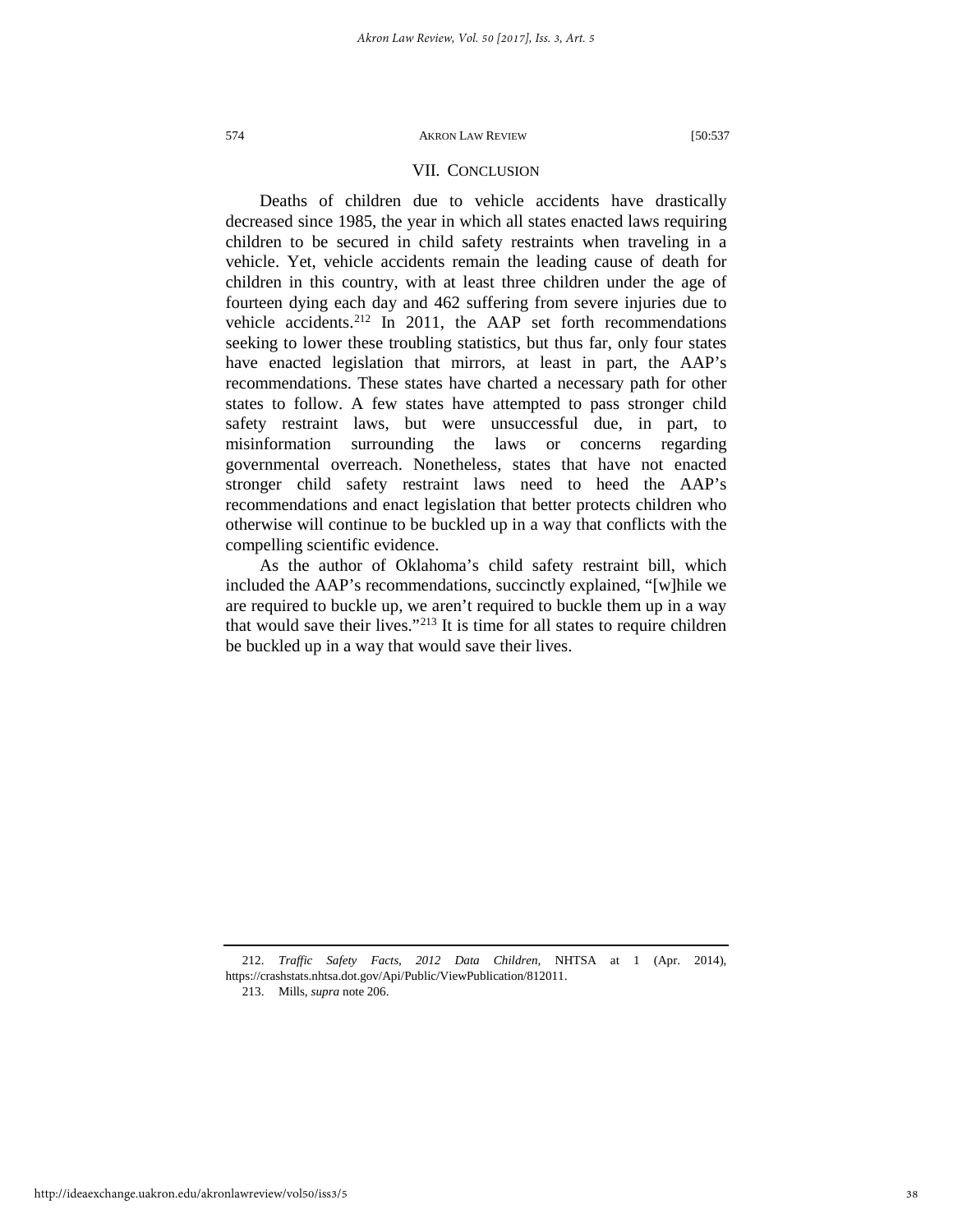## VII. CONCLUSION

Deaths of children due to vehicle accidents have drastically decreased since 1985, the year in which all states enacted laws requiring children to be secured in child safety restraints when traveling in a vehicle. Yet, vehicle accidents remain the leading cause of death for children in this country, with at least three children under the age of fourteen dying each day and 462 suffering from severe injuries due to vehicle accidents.[212] In 2011, the AAP set forth recommendations seeking to lower these troubling statistics, but thus far, only four states have enacted legislation that mirrors, at least in part, the AAP's recommendations. These states have charted a necessary path for other states to follow. A few states have attempted to pass stronger child safety restraint laws, but were unsuccessful due, in part, to misinformation surrounding the laws or concerns regarding governmental overreach. Nonetheless, states that have not enacted stronger child safety restraint laws need to heed the AAP's recommendations and enact legislation that better protects children who otherwise will continue to be buckled up in a way that conflicts with the compelling scientific evidence.

As the author of Oklahoma's child safety restraint bill, which included the AAP's recommendations, succinctly explained, "[w]hile we are required to buckle up, we aren't required to buckle them up in a way that would save their lives."[213] It is time for all states to require children be buckled up in a way that would save their lives.

---

212. *Traffic Safety Facts, 2012 Data Children*, NHTSA at 1 (Apr. 2014), https://crashstats.nhtsa.dot.gov/Api/Public/ViewPublication/812011.

213. Mills, *supra* note 206.